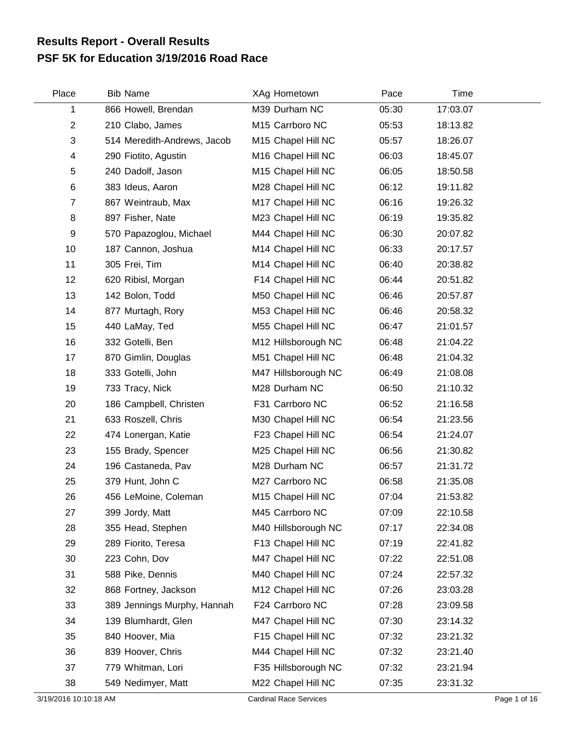# Results Report - Overall Results
## PSF 5K for Education 3/19/2016 Road Race

| Place | Bib | Name | XAg | Hometown | Pace | Time |
|---|---|---|---|---|---|---|
| 1 | 866 | Howell, Brendan | M39 | Durham NC | 05:30 | 17:03.07 |
| 2 | 210 | Clabo, James | M15 | Carrboro NC | 05:53 | 18:13.82 |
| 3 | 514 | Meredith-Andrews, Jacob | M15 | Chapel Hill NC | 05:57 | 18:26.07 |
| 4 | 290 | Fiotito, Agustin | M16 | Chapel Hill NC | 06:03 | 18:45.07 |
| 5 | 240 | Dadolf, Jason | M15 | Chapel Hill NC | 06:05 | 18:50.58 |
| 6 | 383 | Ideus, Aaron | M28 | Chapel Hill NC | 06:12 | 19:11.82 |
| 7 | 867 | Weintraub, Max | M17 | Chapel Hill NC | 06:16 | 19:26.32 |
| 8 | 897 | Fisher, Nate | M23 | Chapel Hill NC | 06:19 | 19:35.82 |
| 9 | 570 | Papazoglou, Michael | M44 | Chapel Hill NC | 06:30 | 20:07.82 |
| 10 | 187 | Cannon, Joshua | M14 | Chapel Hill NC | 06:33 | 20:17.57 |
| 11 | 305 | Frei, Tim | M14 | Chapel Hill NC | 06:40 | 20:38.82 |
| 12 | 620 | Ribisl, Morgan | F14 | Chapel Hill NC | 06:44 | 20:51.82 |
| 13 | 142 | Bolon, Todd | M50 | Chapel Hill NC | 06:46 | 20:57.87 |
| 14 | 877 | Murtagh, Rory | M53 | Chapel Hill NC | 06:46 | 20:58.32 |
| 15 | 440 | LaMay, Ted | M55 | Chapel Hill NC | 06:47 | 21:01.57 |
| 16 | 332 | Gotelli, Ben | M12 | Hillsborough NC | 06:48 | 21:04.22 |
| 17 | 870 | Gimlin, Douglas | M51 | Chapel Hill NC | 06:48 | 21:04.32 |
| 18 | 333 | Gotelli, John | M47 | Hillsborough NC | 06:49 | 21:08.08 |
| 19 | 733 | Tracy, Nick | M28 | Durham NC | 06:50 | 21:10.32 |
| 20 | 186 | Campbell, Christen | F31 | Carrboro NC | 06:52 | 21:16.58 |
| 21 | 633 | Roszell, Chris | M30 | Chapel Hill NC | 06:54 | 21:23.56 |
| 22 | 474 | Lonergan, Katie | F23 | Chapel Hill NC | 06:54 | 21:24.07 |
| 23 | 155 | Brady, Spencer | M25 | Chapel Hill NC | 06:56 | 21:30.82 |
| 24 | 196 | Castaneda, Pav | M28 | Durham NC | 06:57 | 21:31.72 |
| 25 | 379 | Hunt, John C | M27 | Carrboro NC | 06:58 | 21:35.08 |
| 26 | 456 | LeMoine, Coleman | M15 | Chapel Hill NC | 07:04 | 21:53.82 |
| 27 | 399 | Jordy, Matt | M45 | Carrboro NC | 07:09 | 22:10.58 |
| 28 | 355 | Head, Stephen | M40 | Hillsborough NC | 07:17 | 22:34.08 |
| 29 | 289 | Fiorito, Teresa | F13 | Chapel Hill NC | 07:19 | 22:41.82 |
| 30 | 223 | Cohn, Dov | M47 | Chapel Hill NC | 07:22 | 22:51.08 |
| 31 | 588 | Pike, Dennis | M40 | Chapel Hill NC | 07:24 | 22:57.32 |
| 32 | 868 | Fortney, Jackson | M12 | Chapel Hill NC | 07:26 | 23:03.28 |
| 33 | 389 | Jennings Murphy, Hannah | F24 | Carrboro NC | 07:28 | 23:09.58 |
| 34 | 139 | Blumhardt, Glen | M47 | Chapel Hill NC | 07:30 | 23:14.32 |
| 35 | 840 | Hoover, Mia | F15 | Chapel Hill NC | 07:32 | 23:21.32 |
| 36 | 839 | Hoover, Chris | M44 | Chapel Hill NC | 07:32 | 23:21.40 |
| 37 | 779 | Whitman, Lori | F35 | Hillsborough NC | 07:32 | 23:21.94 |
| 38 | 549 | Nedimyer, Matt | M22 | Chapel Hill NC | 07:35 | 23:31.32 |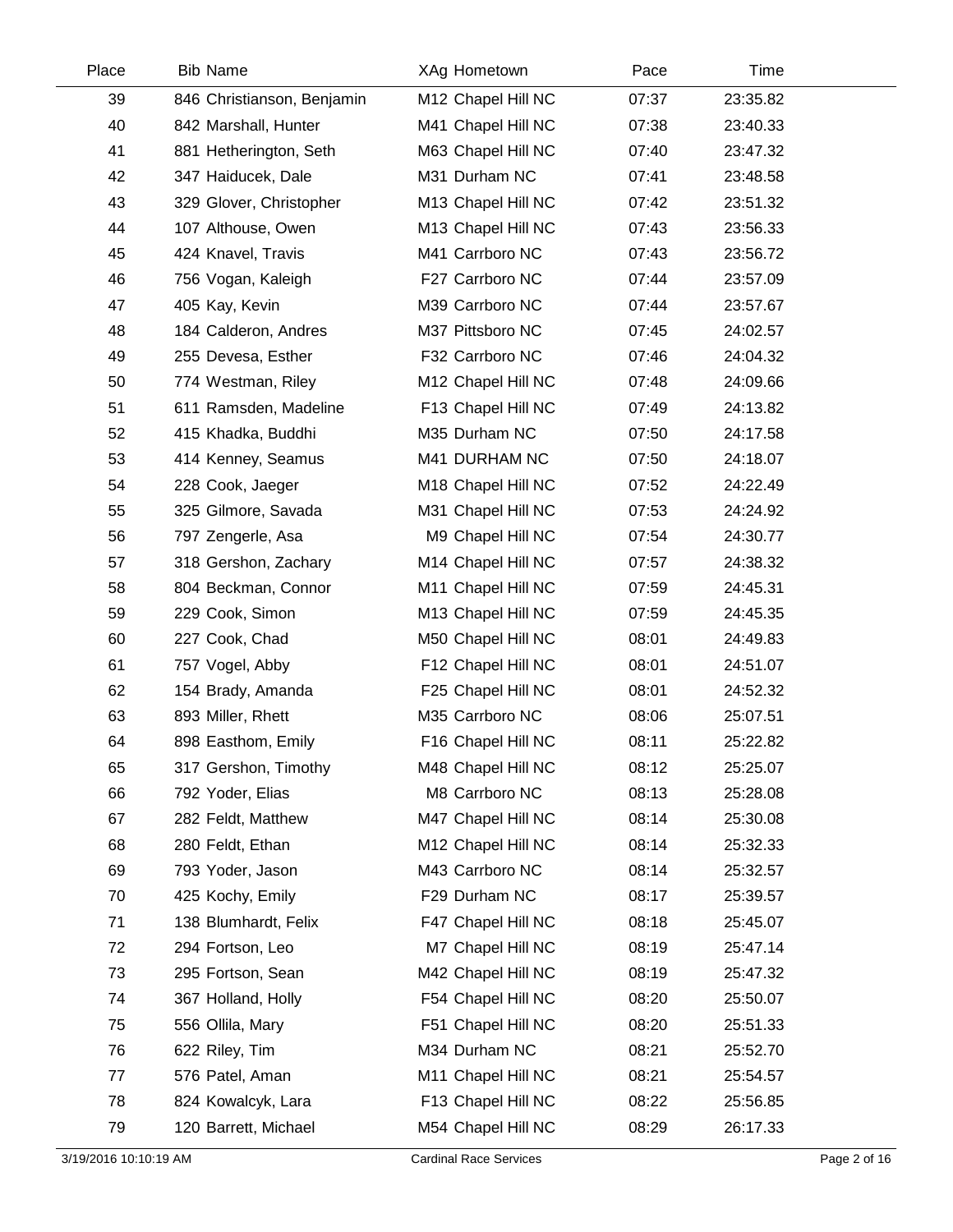| Place | Bib | Name | XAg | Hometown | Pace | Time |
|---|---|---|---|---|---|---|
| 39 | 846 | Christianson, Benjamin | M12 | Chapel Hill NC | 07:37 | 23:35.82 |
| 40 | 842 | Marshall, Hunter | M41 | Chapel Hill NC | 07:38 | 23:40.33 |
| 41 | 881 | Hetherington, Seth | M63 | Chapel Hill NC | 07:40 | 23:47.32 |
| 42 | 347 | Haiducek, Dale | M31 | Durham NC | 07:41 | 23:48.58 |
| 43 | 329 | Glover, Christopher | M13 | Chapel Hill NC | 07:42 | 23:51.32 |
| 44 | 107 | Althouse, Owen | M13 | Chapel Hill NC | 07:43 | 23:56.33 |
| 45 | 424 | Knavel, Travis | M41 | Carrboro NC | 07:43 | 23:56.72 |
| 46 | 756 | Vogan, Kaleigh | F27 | Carrboro NC | 07:44 | 23:57.09 |
| 47 | 405 | Kay, Kevin | M39 | Carrboro NC | 07:44 | 23:57.67 |
| 48 | 184 | Calderon, Andres | M37 | Pittsboro NC | 07:45 | 24:02.57 |
| 49 | 255 | Devesa, Esther | F32 | Carrboro NC | 07:46 | 24:04.32 |
| 50 | 774 | Westman, Riley | M12 | Chapel Hill NC | 07:48 | 24:09.66 |
| 51 | 611 | Ramsden, Madeline | F13 | Chapel Hill NC | 07:49 | 24:13.82 |
| 52 | 415 | Khadka, Buddhi | M35 | Durham NC | 07:50 | 24:17.58 |
| 53 | 414 | Kenney, Seamus | M41 | DURHAM NC | 07:50 | 24:18.07 |
| 54 | 228 | Cook, Jaeger | M18 | Chapel Hill NC | 07:52 | 24:22.49 |
| 55 | 325 | Gilmore, Savada | M31 | Chapel Hill NC | 07:53 | 24:24.92 |
| 56 | 797 | Zengerle, Asa | M9 | Chapel Hill NC | 07:54 | 24:30.77 |
| 57 | 318 | Gershon, Zachary | M14 | Chapel Hill NC | 07:57 | 24:38.32 |
| 58 | 804 | Beckman, Connor | M11 | Chapel Hill NC | 07:59 | 24:45.31 |
| 59 | 229 | Cook, Simon | M13 | Chapel Hill NC | 07:59 | 24:45.35 |
| 60 | 227 | Cook, Chad | M50 | Chapel Hill NC | 08:01 | 24:49.83 |
| 61 | 757 | Vogel, Abby | F12 | Chapel Hill NC | 08:01 | 24:51.07 |
| 62 | 154 | Brady, Amanda | F25 | Chapel Hill NC | 08:01 | 24:52.32 |
| 63 | 893 | Miller, Rhett | M35 | Carrboro NC | 08:06 | 25:07.51 |
| 64 | 898 | Easthom, Emily | F16 | Chapel Hill NC | 08:11 | 25:22.82 |
| 65 | 317 | Gershon, Timothy | M48 | Chapel Hill NC | 08:12 | 25:25.07 |
| 66 | 792 | Yoder, Elias | M8 | Carrboro NC | 08:13 | 25:28.08 |
| 67 | 282 | Feldt, Matthew | M47 | Chapel Hill NC | 08:14 | 25:30.08 |
| 68 | 280 | Feldt, Ethan | M12 | Chapel Hill NC | 08:14 | 25:32.33 |
| 69 | 793 | Yoder, Jason | M43 | Carrboro NC | 08:14 | 25:32.57 |
| 70 | 425 | Kochy, Emily | F29 | Durham NC | 08:17 | 25:39.57 |
| 71 | 138 | Blumhardt, Felix | F47 | Chapel Hill NC | 08:18 | 25:45.07 |
| 72 | 294 | Fortson, Leo | M7 | Chapel Hill NC | 08:19 | 25:47.14 |
| 73 | 295 | Fortson, Sean | M42 | Chapel Hill NC | 08:19 | 25:47.32 |
| 74 | 367 | Holland, Holly | F54 | Chapel Hill NC | 08:20 | 25:50.07 |
| 75 | 556 | Ollila, Mary | F51 | Chapel Hill NC | 08:20 | 25:51.33 |
| 76 | 622 | Riley, Tim | M34 | Durham NC | 08:21 | 25:52.70 |
| 77 | 576 | Patel, Aman | M11 | Chapel Hill NC | 08:21 | 25:54.57 |
| 78 | 824 | Kowalcyk, Lara | F13 | Chapel Hill NC | 08:22 | 25:56.85 |
| 79 | 120 | Barrett, Michael | M54 | Chapel Hill NC | 08:29 | 26:17.33 |

3/19/2016 10:10:19 AM Cardinal Race Services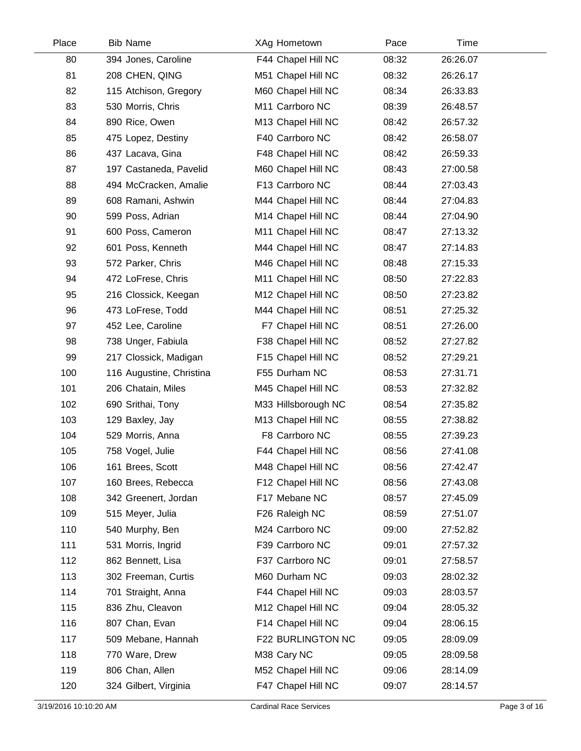| Place | Bib | Name | XAg | Hometown | Pace | Time |
|---|---|---|---|---|---|---|
| 80 | 394 | Jones, Caroline | F44 | Chapel Hill NC | 08:32 | 26:26.07 |
| 81 | 208 | CHEN, QING | M51 | Chapel Hill NC | 08:32 | 26:26.17 |
| 82 | 115 | Atchison, Gregory | M60 | Chapel Hill NC | 08:34 | 26:33.83 |
| 83 | 530 | Morris, Chris | M11 | Carrboro NC | 08:39 | 26:48.57 |
| 84 | 890 | Rice, Owen | M13 | Chapel Hill NC | 08:42 | 26:57.32 |
| 85 | 475 | Lopez, Destiny | F40 | Carrboro NC | 08:42 | 26:58.07 |
| 86 | 437 | Lacava, Gina | F48 | Chapel Hill NC | 08:42 | 26:59.33 |
| 87 | 197 | Castaneda, Pavelid | M60 | Chapel Hill NC | 08:43 | 27:00.58 |
| 88 | 494 | McCracken, Amalie | F13 | Carrboro NC | 08:44 | 27:03.43 |
| 89 | 608 | Ramani, Ashwin | M44 | Chapel Hill NC | 08:44 | 27:04.83 |
| 90 | 599 | Poss, Adrian | M14 | Chapel Hill NC | 08:44 | 27:04.90 |
| 91 | 600 | Poss, Cameron | M11 | Chapel Hill NC | 08:47 | 27:13.32 |
| 92 | 601 | Poss, Kenneth | M44 | Chapel Hill NC | 08:47 | 27:14.83 |
| 93 | 572 | Parker, Chris | M46 | Chapel Hill NC | 08:48 | 27:15.33 |
| 94 | 472 | LoFrese, Chris | M11 | Chapel Hill NC | 08:50 | 27:22.83 |
| 95 | 216 | Clossick, Keegan | M12 | Chapel Hill NC | 08:50 | 27:23.82 |
| 96 | 473 | LoFrese, Todd | M44 | Chapel Hill NC | 08:51 | 27:25.32 |
| 97 | 452 | Lee, Caroline | F7 | Chapel Hill NC | 08:51 | 27:26.00 |
| 98 | 738 | Unger, Fabiula | F38 | Chapel Hill NC | 08:52 | 27:27.82 |
| 99 | 217 | Clossick, Madigan | F15 | Chapel Hill NC | 08:52 | 27:29.21 |
| 100 | 116 | Augustine, Christina | F55 | Durham NC | 08:53 | 27:31.71 |
| 101 | 206 | Chatain, Miles | M45 | Chapel Hill NC | 08:53 | 27:32.82 |
| 102 | 690 | Srithai, Tony | M33 | Hillsborough NC | 08:54 | 27:35.82 |
| 103 | 129 | Baxley, Jay | M13 | Chapel Hill NC | 08:55 | 27:38.82 |
| 104 | 529 | Morris, Anna | F8 | Carrboro NC | 08:55 | 27:39.23 |
| 105 | 758 | Vogel, Julie | F44 | Chapel Hill NC | 08:56 | 27:41.08 |
| 106 | 161 | Brees, Scott | M48 | Chapel Hill NC | 08:56 | 27:42.47 |
| 107 | 160 | Brees, Rebecca | F12 | Chapel Hill NC | 08:56 | 27:43.08 |
| 108 | 342 | Greenert, Jordan | F17 | Mebane NC | 08:57 | 27:45.09 |
| 109 | 515 | Meyer, Julia | F26 | Raleigh NC | 08:59 | 27:51.07 |
| 110 | 540 | Murphy, Ben | M24 | Carrboro NC | 09:00 | 27:52.82 |
| 111 | 531 | Morris, Ingrid | F39 | Carrboro NC | 09:01 | 27:57.32 |
| 112 | 862 | Bennett, Lisa | F37 | Carrboro NC | 09:01 | 27:58.57 |
| 113 | 302 | Freeman, Curtis | M60 | Durham NC | 09:03 | 28:02.32 |
| 114 | 701 | Straight, Anna | F44 | Chapel Hill NC | 09:03 | 28:03.57 |
| 115 | 836 | Zhu, Cleavon | M12 | Chapel Hill NC | 09:04 | 28:05.32 |
| 116 | 807 | Chan, Evan | F14 | Chapel Hill NC | 09:04 | 28:06.15 |
| 117 | 509 | Mebane, Hannah | F22 | BURLINGTON NC | 09:05 | 28:09.09 |
| 118 | 770 | Ware, Drew | M38 | Cary NC | 09:05 | 28:09.58 |
| 119 | 806 | Chan, Allen | M52 | Chapel Hill NC | 09:06 | 28:14.09 |
| 120 | 324 | Gilbert, Virginia | F47 | Chapel Hill NC | 09:07 | 28:14.57 |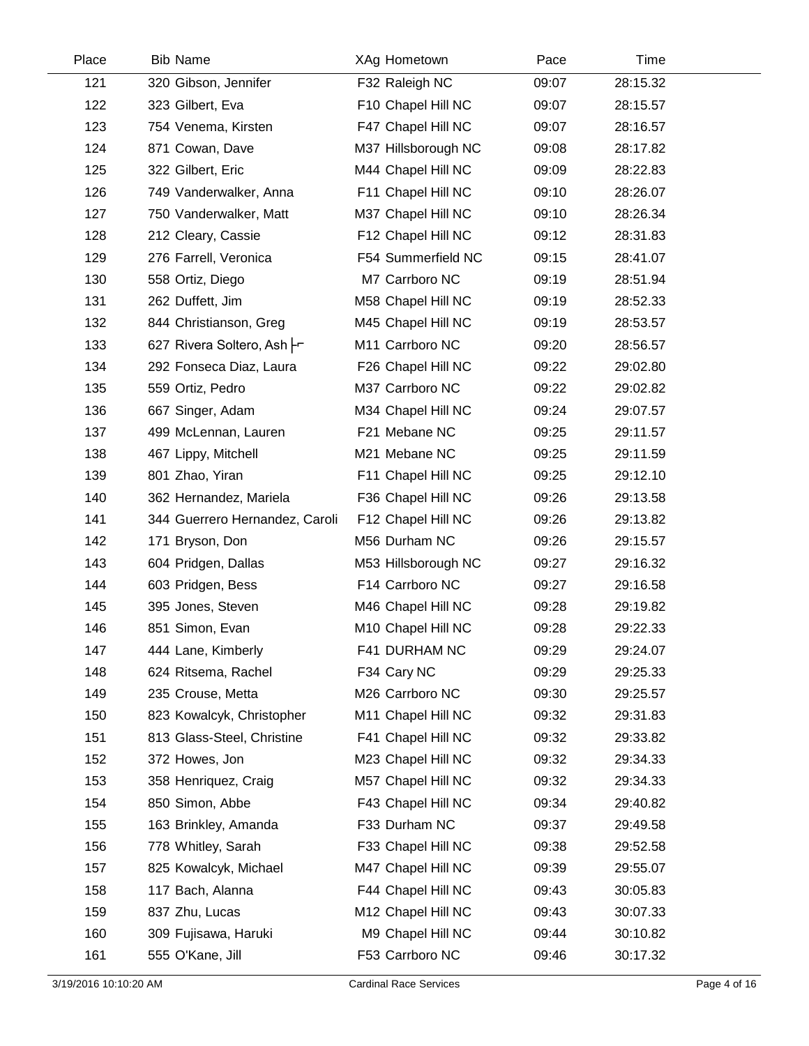| Place | Bib | Name | XAg | Hometown | Pace | Time |
|---|---|---|---|---|---|---|
| 121 | 320 | Gibson, Jennifer | F32 | Raleigh NC | 09:07 | 28:15.32 |
| 122 | 323 | Gilbert, Eva | F10 | Chapel Hill NC | 09:07 | 28:15.57 |
| 123 | 754 | Venema, Kirsten | F47 | Chapel Hill NC | 09:07 | 28:16.57 |
| 124 | 871 | Cowan, Dave | M37 | Hillsborough NC | 09:08 | 28:17.82 |
| 125 | 322 | Gilbert, Eric | M44 | Chapel Hill NC | 09:09 | 28:22.83 |
| 126 | 749 | Vanderwalker, Anna | F11 | Chapel Hill NC | 09:10 | 28:26.07 |
| 127 | 750 | Vanderwalker, Matt | M37 | Chapel Hill NC | 09:10 | 28:26.34 |
| 128 | 212 | Cleary, Cassie | F12 | Chapel Hill NC | 09:12 | 28:31.83 |
| 129 | 276 | Farrell, Veronica | F54 | Summerfield NC | 09:15 | 28:41.07 |
| 130 | 558 | Ortiz, Diego | M7 | Carrboro NC | 09:19 | 28:51.94 |
| 131 | 262 | Duffett, Jim | M58 | Chapel Hill NC | 09:19 | 28:52.33 |
| 132 | 844 | Christianson, Greg | M45 | Chapel Hill NC | 09:19 | 28:53.57 |
| 133 | 627 | Rivera Soltero, Ash├┌ | M11 | Carrboro NC | 09:20 | 28:56.57 |
| 134 | 292 | Fonseca Diaz, Laura | F26 | Chapel Hill NC | 09:22 | 29:02.80 |
| 135 | 559 | Ortiz, Pedro | M37 | Carrboro NC | 09:22 | 29:02.82 |
| 136 | 667 | Singer, Adam | M34 | Chapel Hill NC | 09:24 | 29:07.57 |
| 137 | 499 | McLennan, Lauren | F21 | Mebane NC | 09:25 | 29:11.57 |
| 138 | 467 | Lippy, Mitchell | M21 | Mebane NC | 09:25 | 29:11.59 |
| 139 | 801 | Zhao, Yiran | F11 | Chapel Hill NC | 09:25 | 29:12.10 |
| 140 | 362 | Hernandez, Mariela | F36 | Chapel Hill NC | 09:26 | 29:13.58 |
| 141 | 344 | Guerrero Hernandez, Caroli | F12 | Chapel Hill NC | 09:26 | 29:13.82 |
| 142 | 171 | Bryson, Don | M56 | Durham NC | 09:26 | 29:15.57 |
| 143 | 604 | Pridgen, Dallas | M53 | Hillsborough NC | 09:27 | 29:16.32 |
| 144 | 603 | Pridgen, Bess | F14 | Carrboro NC | 09:27 | 29:16.58 |
| 145 | 395 | Jones, Steven | M46 | Chapel Hill NC | 09:28 | 29:19.82 |
| 146 | 851 | Simon, Evan | M10 | Chapel Hill NC | 09:28 | 29:22.33 |
| 147 | 444 | Lane, Kimberly | F41 | DURHAM NC | 09:29 | 29:24.07 |
| 148 | 624 | Ritsema, Rachel | F34 | Cary NC | 09:29 | 29:25.33 |
| 149 | 235 | Crouse, Metta | M26 | Carrboro NC | 09:30 | 29:25.57 |
| 150 | 823 | Kowalcyk, Christopher | M11 | Chapel Hill NC | 09:32 | 29:31.83 |
| 151 | 813 | Glass-Steel, Christine | F41 | Chapel Hill NC | 09:32 | 29:33.82 |
| 152 | 372 | Howes, Jon | M23 | Chapel Hill NC | 09:32 | 29:34.33 |
| 153 | 358 | Henriquez, Craig | M57 | Chapel Hill NC | 09:32 | 29:34.33 |
| 154 | 850 | Simon, Abbe | F43 | Chapel Hill NC | 09:34 | 29:40.82 |
| 155 | 163 | Brinkley, Amanda | F33 | Durham NC | 09:37 | 29:49.58 |
| 156 | 778 | Whitley, Sarah | F33 | Chapel Hill NC | 09:38 | 29:52.58 |
| 157 | 825 | Kowalcyk, Michael | M47 | Chapel Hill NC | 09:39 | 29:55.07 |
| 158 | 117 | Bach, Alanna | F44 | Chapel Hill NC | 09:43 | 30:05.83 |
| 159 | 837 | Zhu, Lucas | M12 | Chapel Hill NC | 09:43 | 30:07.33 |
| 160 | 309 | Fujisawa, Haruki | M9 | Chapel Hill NC | 09:44 | 30:10.82 |
| 161 | 555 | O'Kane, Jill | F53 | Carrboro NC | 09:46 | 30:17.32 |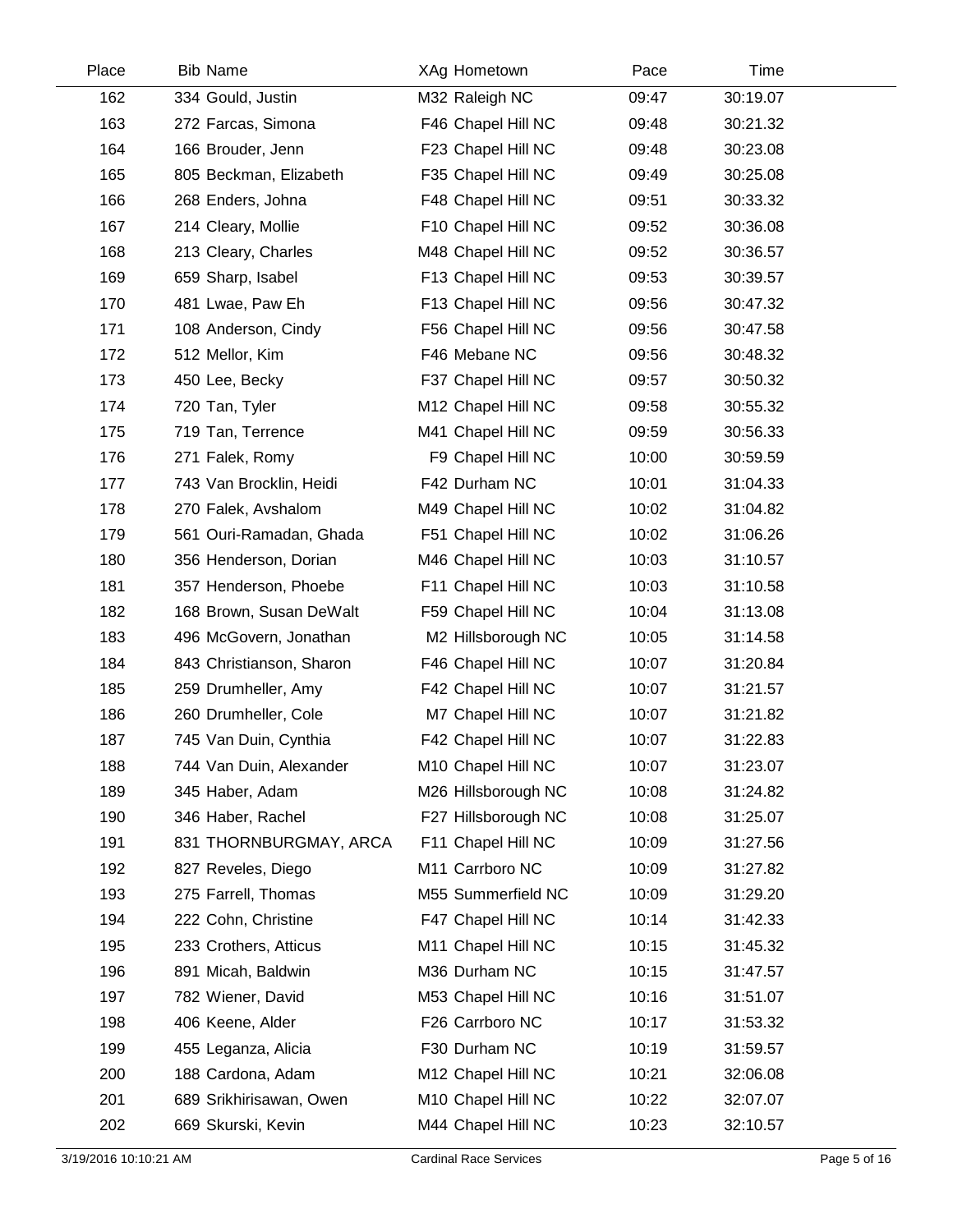| Place | Bib | Name | XAg | Hometown | Pace | Time |
|---|---|---|---|---|---|---|
| 162 | 334 | Gould, Justin | M32 | Raleigh NC | 09:47 | 30:19.07 |
| 163 | 272 | Farcas, Simona | F46 | Chapel Hill NC | 09:48 | 30:21.32 |
| 164 | 166 | Brouder, Jenn | F23 | Chapel Hill NC | 09:48 | 30:23.08 |
| 165 | 805 | Beckman, Elizabeth | F35 | Chapel Hill NC | 09:49 | 30:25.08 |
| 166 | 268 | Enders, Johna | F48 | Chapel Hill NC | 09:51 | 30:33.32 |
| 167 | 214 | Cleary, Mollie | F10 | Chapel Hill NC | 09:52 | 30:36.08 |
| 168 | 213 | Cleary, Charles | M48 | Chapel Hill NC | 09:52 | 30:36.57 |
| 169 | 659 | Sharp, Isabel | F13 | Chapel Hill NC | 09:53 | 30:39.57 |
| 170 | 481 | Lwae, Paw Eh | F13 | Chapel Hill NC | 09:56 | 30:47.32 |
| 171 | 108 | Anderson, Cindy | F56 | Chapel Hill NC | 09:56 | 30:47.58 |
| 172 | 512 | Mellor, Kim | F46 | Mebane NC | 09:56 | 30:48.32 |
| 173 | 450 | Lee, Becky | F37 | Chapel Hill NC | 09:57 | 30:50.32 |
| 174 | 720 | Tan, Tyler | M12 | Chapel Hill NC | 09:58 | 30:55.32 |
| 175 | 719 | Tan, Terrence | M41 | Chapel Hill NC | 09:59 | 30:56.33 |
| 176 | 271 | Falek, Romy | F9 | Chapel Hill NC | 10:00 | 30:59.59 |
| 177 | 743 | Van Brocklin, Heidi | F42 | Durham NC | 10:01 | 31:04.33 |
| 178 | 270 | Falek, Avshalom | M49 | Chapel Hill NC | 10:02 | 31:04.82 |
| 179 | 561 | Ouri-Ramadan, Ghada | F51 | Chapel Hill NC | 10:02 | 31:06.26 |
| 180 | 356 | Henderson, Dorian | M46 | Chapel Hill NC | 10:03 | 31:10.57 |
| 181 | 357 | Henderson, Phoebe | F11 | Chapel Hill NC | 10:03 | 31:10.58 |
| 182 | 168 | Brown, Susan DeWalt | F59 | Chapel Hill NC | 10:04 | 31:13.08 |
| 183 | 496 | McGovern, Jonathan | M2 | Hillsborough NC | 10:05 | 31:14.58 |
| 184 | 843 | Christianson, Sharon | F46 | Chapel Hill NC | 10:07 | 31:20.84 |
| 185 | 259 | Drumheller, Amy | F42 | Chapel Hill NC | 10:07 | 31:21.57 |
| 186 | 260 | Drumheller, Cole | M7 | Chapel Hill NC | 10:07 | 31:21.82 |
| 187 | 745 | Van Duin, Cynthia | F42 | Chapel Hill NC | 10:07 | 31:22.83 |
| 188 | 744 | Van Duin, Alexander | M10 | Chapel Hill NC | 10:07 | 31:23.07 |
| 189 | 345 | Haber, Adam | M26 | Hillsborough NC | 10:08 | 31:24.82 |
| 190 | 346 | Haber, Rachel | F27 | Hillsborough NC | 10:08 | 31:25.07 |
| 191 | 831 | THORNBURGMAY, ARCA | F11 | Chapel Hill NC | 10:09 | 31:27.56 |
| 192 | 827 | Reveles, Diego | M11 | Carrboro NC | 10:09 | 31:27.82 |
| 193 | 275 | Farrell, Thomas | M55 | Summerfield NC | 10:09 | 31:29.20 |
| 194 | 222 | Cohn, Christine | F47 | Chapel Hill NC | 10:14 | 31:42.33 |
| 195 | 233 | Crothers, Atticus | M11 | Chapel Hill NC | 10:15 | 31:45.32 |
| 196 | 891 | Micah, Baldwin | M36 | Durham NC | 10:15 | 31:47.57 |
| 197 | 782 | Wiener, David | M53 | Chapel Hill NC | 10:16 | 31:51.07 |
| 198 | 406 | Keene, Alder | F26 | Carrboro NC | 10:17 | 31:53.32 |
| 199 | 455 | Leganza, Alicia | F30 | Durham NC | 10:19 | 31:59.57 |
| 200 | 188 | Cardona, Adam | M12 | Chapel Hill NC | 10:21 | 32:06.08 |
| 201 | 689 | Srikhirisawan, Owen | M10 | Chapel Hill NC | 10:22 | 32:07.07 |
| 202 | 669 | Skurski, Kevin | M44 | Chapel Hill NC | 10:23 | 32:10.57 |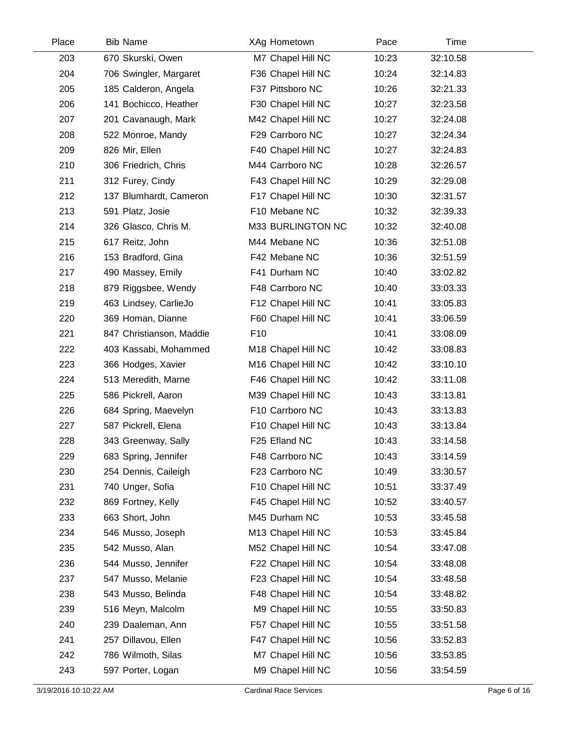| Place | Bib | Name | XAg | Hometown | Pace | Time |
|---|---|---|---|---|---|---|
| 203 | 670 | Skurski, Owen | M7 | Chapel Hill NC | 10:23 | 32:10.58 |
| 204 | 706 | Swingler, Margaret | F36 | Chapel Hill NC | 10:24 | 32:14.83 |
| 205 | 185 | Calderon, Angela | F37 | Pittsboro NC | 10:26 | 32:21.33 |
| 206 | 141 | Bochicco, Heather | F30 | Chapel Hill NC | 10:27 | 32:23.58 |
| 207 | 201 | Cavanaugh, Mark | M42 | Chapel Hill NC | 10:27 | 32:24.08 |
| 208 | 522 | Monroe, Mandy | F29 | Carrboro NC | 10:27 | 32:24.34 |
| 209 | 826 | Mir, Ellen | F40 | Chapel Hill NC | 10:27 | 32:24.83 |
| 210 | 306 | Friedrich, Chris | M44 | Carrboro NC | 10:28 | 32:26.57 |
| 211 | 312 | Furey, Cindy | F43 | Chapel Hill NC | 10:29 | 32:29.08 |
| 212 | 137 | Blumhardt, Cameron | F17 | Chapel Hill NC | 10:30 | 32:31.57 |
| 213 | 591 | Platz, Josie | F10 | Mebane NC | 10:32 | 32:39.33 |
| 214 | 326 | Glasco, Chris M. | M33 | BURLINGTON NC | 10:32 | 32:40.08 |
| 215 | 617 | Reitz, John | M44 | Mebane NC | 10:36 | 32:51.08 |
| 216 | 153 | Bradford, Gina | F42 | Mebane NC | 10:36 | 32:51.59 |
| 217 | 490 | Massey, Emily | F41 | Durham NC | 10:40 | 33:02.82 |
| 218 | 879 | Riggsbee, Wendy | F48 | Carrboro NC | 10:40 | 33:03.33 |
| 219 | 463 | Lindsey, CarlieJo | F12 | Chapel Hill NC | 10:41 | 33:05.83 |
| 220 | 369 | Homan, Dianne | F60 | Chapel Hill NC | 10:41 | 33:06.59 |
| 221 | 847 | Christianson, Maddie | F10 | | 10:41 | 33:08.09 |
| 222 | 403 | Kassabi, Mohammed | M18 | Chapel Hill NC | 10:42 | 33:08.83 |
| 223 | 366 | Hodges, Xavier | M16 | Chapel Hill NC | 10:42 | 33:10.10 |
| 224 | 513 | Meredith, Marne | F46 | Chapel Hill NC | 10:42 | 33:11.08 |
| 225 | 586 | Pickrell, Aaron | M39 | Chapel Hill NC | 10:43 | 33:13.81 |
| 226 | 684 | Spring, Maevelyn | F10 | Carrboro NC | 10:43 | 33:13.83 |
| 227 | 587 | Pickrell, Elena | F10 | Chapel Hill NC | 10:43 | 33:13.84 |
| 228 | 343 | Greenway, Sally | F25 | Efland NC | 10:43 | 33:14.58 |
| 229 | 683 | Spring, Jennifer | F48 | Carrboro NC | 10:43 | 33:14.59 |
| 230 | 254 | Dennis, Caileigh | F23 | Carrboro NC | 10:49 | 33:30.57 |
| 231 | 740 | Unger, Sofia | F10 | Chapel Hill NC | 10:51 | 33:37.49 |
| 232 | 869 | Fortney, Kelly | F45 | Chapel Hill NC | 10:52 | 33:40.57 |
| 233 | 663 | Short, John | M45 | Durham NC | 10:53 | 33:45.58 |
| 234 | 546 | Musso, Joseph | M13 | Chapel Hill NC | 10:53 | 33:45.84 |
| 235 | 542 | Musso, Alan | M52 | Chapel Hill NC | 10:54 | 33:47.08 |
| 236 | 544 | Musso, Jennifer | F22 | Chapel Hill NC | 10:54 | 33:48.08 |
| 237 | 547 | Musso, Melanie | F23 | Chapel Hill NC | 10:54 | 33:48.58 |
| 238 | 543 | Musso, Belinda | F48 | Chapel Hill NC | 10:54 | 33:48.82 |
| 239 | 516 | Meyn, Malcolm | M9 | Chapel Hill NC | 10:55 | 33:50.83 |
| 240 | 239 | Daaleman, Ann | F57 | Chapel Hill NC | 10:55 | 33:51.58 |
| 241 | 257 | Dillavou, Ellen | F47 | Chapel Hill NC | 10:56 | 33:52.83 |
| 242 | 786 | Wilmoth, Silas | M7 | Chapel Hill NC | 10:56 | 33:53.85 |
| 243 | 597 | Porter, Logan | M9 | Chapel Hill NC | 10:56 | 33:54.59 |

3/19/2016 10:10:22 AM — Cardinal Race Services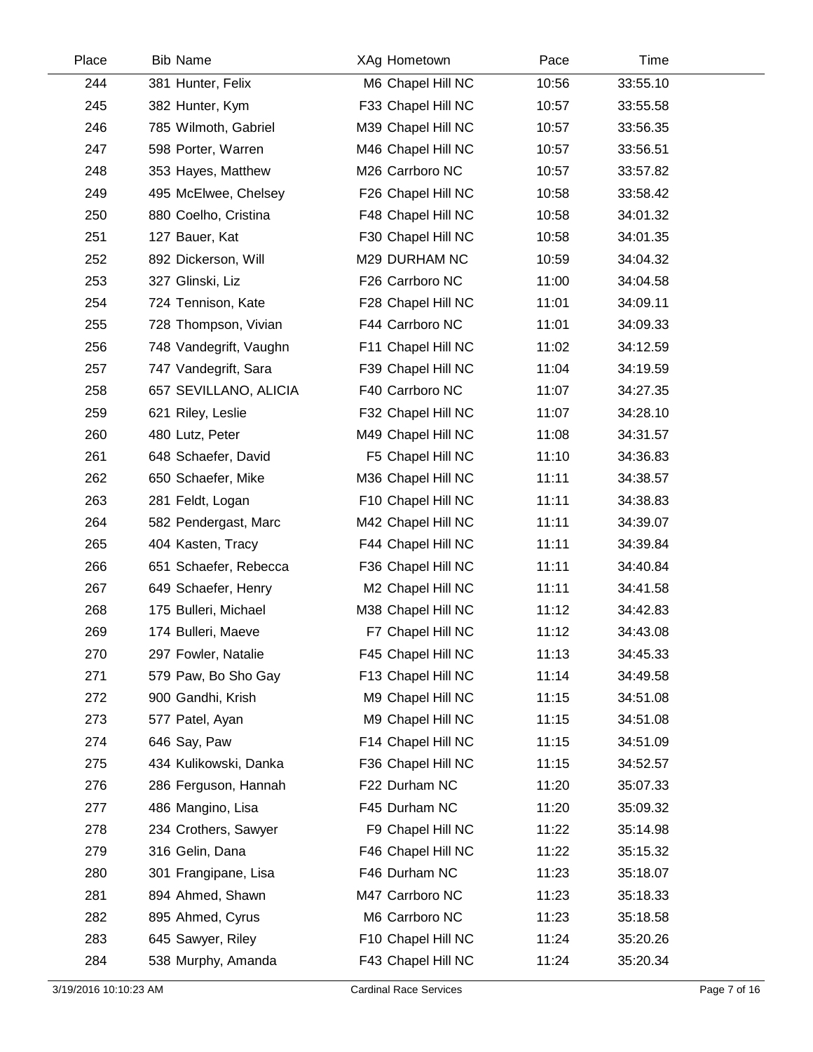| Place | Bib | Name | XAg | Hometown | Pace | Time |
|---|---|---|---|---|---|---|
| 244 | 381 | Hunter, Felix | M6 | Chapel Hill NC | 10:56 | 33:55.10 |
| 245 | 382 | Hunter, Kym | F33 | Chapel Hill NC | 10:57 | 33:55.58 |
| 246 | 785 | Wilmoth, Gabriel | M39 | Chapel Hill NC | 10:57 | 33:56.35 |
| 247 | 598 | Porter, Warren | M46 | Chapel Hill NC | 10:57 | 33:56.51 |
| 248 | 353 | Hayes, Matthew | M26 | Carrboro NC | 10:57 | 33:57.82 |
| 249 | 495 | McElwee, Chelsey | F26 | Chapel Hill NC | 10:58 | 33:58.42 |
| 250 | 880 | Coelho, Cristina | F48 | Chapel Hill NC | 10:58 | 34:01.32 |
| 251 | 127 | Bauer, Kat | F30 | Chapel Hill NC | 10:58 | 34:01.35 |
| 252 | 892 | Dickerson, Will | M29 | DURHAM NC | 10:59 | 34:04.32 |
| 253 | 327 | Glinski, Liz | F26 | Carrboro NC | 11:00 | 34:04.58 |
| 254 | 724 | Tennison, Kate | F28 | Chapel Hill NC | 11:01 | 34:09.11 |
| 255 | 728 | Thompson, Vivian | F44 | Carrboro NC | 11:01 | 34:09.33 |
| 256 | 748 | Vandegrift, Vaughn | F11 | Chapel Hill NC | 11:02 | 34:12.59 |
| 257 | 747 | Vandegrift, Sara | F39 | Chapel Hill NC | 11:04 | 34:19.59 |
| 258 | 657 | SEVILLANO, ALICIA | F40 | Carrboro NC | 11:07 | 34:27.35 |
| 259 | 621 | Riley, Leslie | F32 | Chapel Hill NC | 11:07 | 34:28.10 |
| 260 | 480 | Lutz, Peter | M49 | Chapel Hill NC | 11:08 | 34:31.57 |
| 261 | 648 | Schaefer, David | F5 | Chapel Hill NC | 11:10 | 34:36.83 |
| 262 | 650 | Schaefer, Mike | M36 | Chapel Hill NC | 11:11 | 34:38.57 |
| 263 | 281 | Feldt, Logan | F10 | Chapel Hill NC | 11:11 | 34:38.83 |
| 264 | 582 | Pendergast, Marc | M42 | Chapel Hill NC | 11:11 | 34:39.07 |
| 265 | 404 | Kasten, Tracy | F44 | Chapel Hill NC | 11:11 | 34:39.84 |
| 266 | 651 | Schaefer, Rebecca | F36 | Chapel Hill NC | 11:11 | 34:40.84 |
| 267 | 649 | Schaefer, Henry | M2 | Chapel Hill NC | 11:11 | 34:41.58 |
| 268 | 175 | Bulleri, Michael | M38 | Chapel Hill NC | 11:12 | 34:42.83 |
| 269 | 174 | Bulleri, Maeve | F7 | Chapel Hill NC | 11:12 | 34:43.08 |
| 270 | 297 | Fowler, Natalie | F45 | Chapel Hill NC | 11:13 | 34:45.33 |
| 271 | 579 | Paw, Bo Sho Gay | F13 | Chapel Hill NC | 11:14 | 34:49.58 |
| 272 | 900 | Gandhi, Krish | M9 | Chapel Hill NC | 11:15 | 34:51.08 |
| 273 | 577 | Patel, Ayan | M9 | Chapel Hill NC | 11:15 | 34:51.08 |
| 274 | 646 | Say, Paw | F14 | Chapel Hill NC | 11:15 | 34:51.09 |
| 275 | 434 | Kulikowski, Danka | F36 | Chapel Hill NC | 11:15 | 34:52.57 |
| 276 | 286 | Ferguson, Hannah | F22 | Durham NC | 11:20 | 35:07.33 |
| 277 | 486 | Mangino, Lisa | F45 | Durham NC | 11:20 | 35:09.32 |
| 278 | 234 | Crothers, Sawyer | F9 | Chapel Hill NC | 11:22 | 35:14.98 |
| 279 | 316 | Gelin, Dana | F46 | Chapel Hill NC | 11:22 | 35:15.32 |
| 280 | 301 | Frangipane, Lisa | F46 | Durham NC | 11:23 | 35:18.07 |
| 281 | 894 | Ahmed, Shawn | M47 | Carrboro NC | 11:23 | 35:18.33 |
| 282 | 895 | Ahmed, Cyrus | M6 | Carrboro NC | 11:23 | 35:18.58 |
| 283 | 645 | Sawyer, Riley | F10 | Chapel Hill NC | 11:24 | 35:20.26 |
| 284 | 538 | Murphy, Amanda | F43 | Chapel Hill NC | 11:24 | 35:20.34 |

3/19/2016 10:10:23 AM — Cardinal Race Services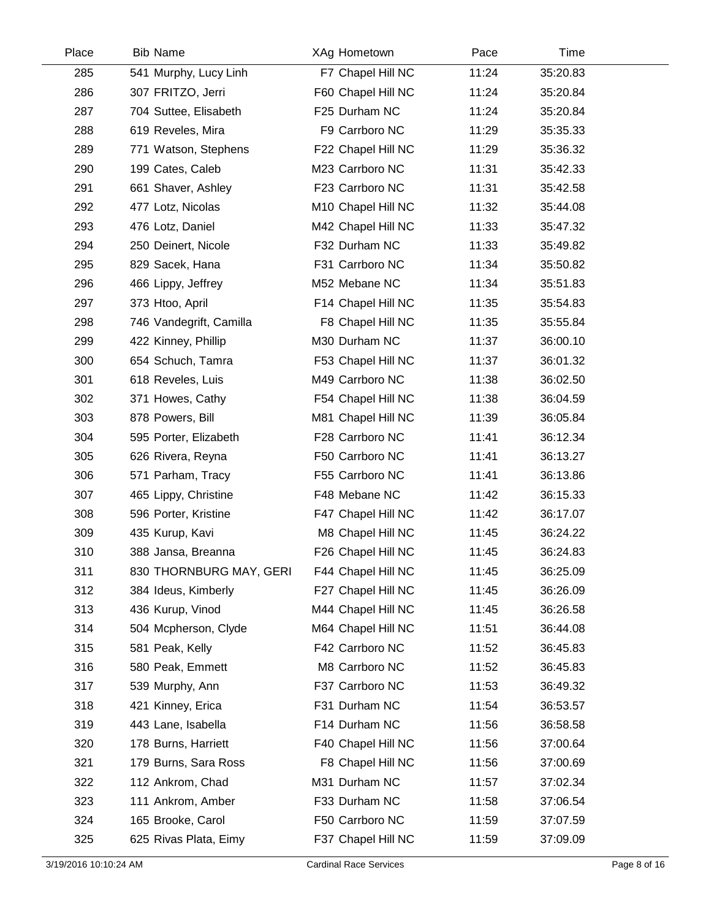| Place | Bib | Name | XAg | Hometown | Pace | Time |
|---|---|---|---|---|---|---|
| 285 | 541 | Murphy, Lucy Linh | F7 | Chapel Hill NC | 11:24 | 35:20.83 |
| 286 | 307 | FRITZO, Jerri | F60 | Chapel Hill NC | 11:24 | 35:20.84 |
| 287 | 704 | Suttee, Elisabeth | F25 | Durham NC | 11:24 | 35:20.84 |
| 288 | 619 | Reveles, Mira | F9 | Carrboro NC | 11:29 | 35:35.33 |
| 289 | 771 | Watson, Stephens | F22 | Chapel Hill NC | 11:29 | 35:36.32 |
| 290 | 199 | Cates, Caleb | M23 | Carrboro NC | 11:31 | 35:42.33 |
| 291 | 661 | Shaver, Ashley | F23 | Carrboro NC | 11:31 | 35:42.58 |
| 292 | 477 | Lotz, Nicolas | M10 | Chapel Hill NC | 11:32 | 35:44.08 |
| 293 | 476 | Lotz, Daniel | M42 | Chapel Hill NC | 11:33 | 35:47.32 |
| 294 | 250 | Deinert, Nicole | F32 | Durham NC | 11:33 | 35:49.82 |
| 295 | 829 | Sacek, Hana | F31 | Carrboro NC | 11:34 | 35:50.82 |
| 296 | 466 | Lippy, Jeffrey | M52 | Mebane NC | 11:34 | 35:51.83 |
| 297 | 373 | Htoo, April | F14 | Chapel Hill NC | 11:35 | 35:54.83 |
| 298 | 746 | Vandegrift, Camilla | F8 | Chapel Hill NC | 11:35 | 35:55.84 |
| 299 | 422 | Kinney, Phillip | M30 | Durham NC | 11:37 | 36:00.10 |
| 300 | 654 | Schuch, Tamra | F53 | Chapel Hill NC | 11:37 | 36:01.32 |
| 301 | 618 | Reveles, Luis | M49 | Carrboro NC | 11:38 | 36:02.50 |
| 302 | 371 | Howes, Cathy | F54 | Chapel Hill NC | 11:38 | 36:04.59 |
| 303 | 878 | Powers, Bill | M81 | Chapel Hill NC | 11:39 | 36:05.84 |
| 304 | 595 | Porter, Elizabeth | F28 | Carrboro NC | 11:41 | 36:12.34 |
| 305 | 626 | Rivera, Reyna | F50 | Carrboro NC | 11:41 | 36:13.27 |
| 306 | 571 | Parham, Tracy | F55 | Carrboro NC | 11:41 | 36:13.86 |
| 307 | 465 | Lippy, Christine | F48 | Mebane NC | 11:42 | 36:15.33 |
| 308 | 596 | Porter, Kristine | F47 | Chapel Hill NC | 11:42 | 36:17.07 |
| 309 | 435 | Kurup, Kavi | M8 | Chapel Hill NC | 11:45 | 36:24.22 |
| 310 | 388 | Jansa, Breanna | F26 | Chapel Hill NC | 11:45 | 36:24.83 |
| 311 | 830 | THORNBURG MAY, GERI | F44 | Chapel Hill NC | 11:45 | 36:25.09 |
| 312 | 384 | Ideus, Kimberly | F27 | Chapel Hill NC | 11:45 | 36:26.09 |
| 313 | 436 | Kurup, Vinod | M44 | Chapel Hill NC | 11:45 | 36:26.58 |
| 314 | 504 | Mcpherson, Clyde | M64 | Chapel Hill NC | 11:51 | 36:44.08 |
| 315 | 581 | Peak, Kelly | F42 | Carrboro NC | 11:52 | 36:45.83 |
| 316 | 580 | Peak, Emmett | M8 | Carrboro NC | 11:52 | 36:45.83 |
| 317 | 539 | Murphy, Ann | F37 | Carrboro NC | 11:53 | 36:49.32 |
| 318 | 421 | Kinney, Erica | F31 | Durham NC | 11:54 | 36:53.57 |
| 319 | 443 | Lane, Isabella | F14 | Durham NC | 11:56 | 36:58.58 |
| 320 | 178 | Burns, Harriett | F40 | Chapel Hill NC | 11:56 | 37:00.64 |
| 321 | 179 | Burns, Sara Ross | F8 | Chapel Hill NC | 11:56 | 37:00.69 |
| 322 | 112 | Ankrom, Chad | M31 | Durham NC | 11:57 | 37:02.34 |
| 323 | 111 | Ankrom, Amber | F33 | Durham NC | 11:58 | 37:06.54 |
| 324 | 165 | Brooke, Carol | F50 | Carrboro NC | 11:59 | 37:07.59 |
| 325 | 625 | Rivas Plata, Eimy | F37 | Chapel Hill NC | 11:59 | 37:09.09 |

3/19/2016 10:10:24 AM Cardinal Race Services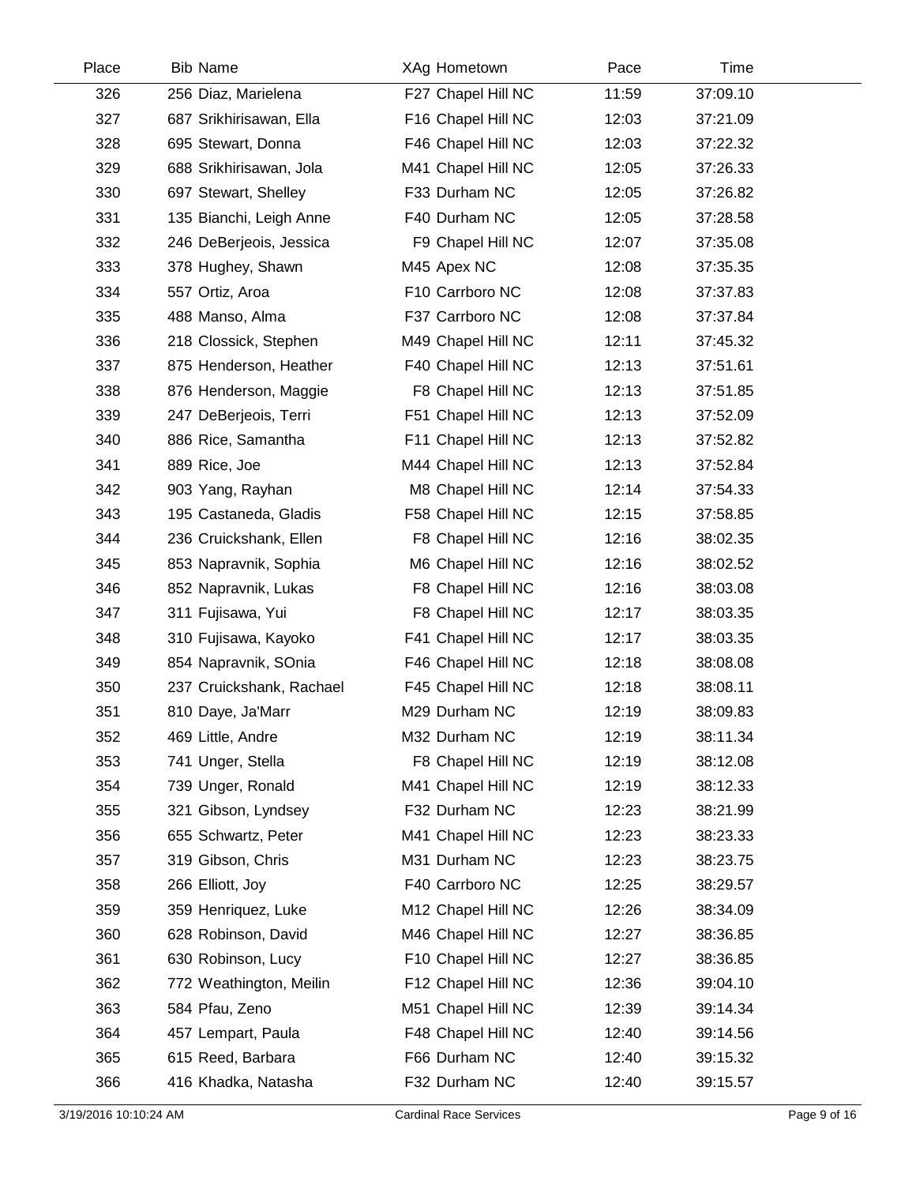| Place | Bib | Name | XAg | Hometown | Pace | Time |
|---|---|---|---|---|---|---|
| 326 | 256 | Diaz, Marielena | F27 | Chapel Hill NC | 11:59 | 37:09.10 |
| 327 | 687 | Srikhirisawan, Ella | F16 | Chapel Hill NC | 12:03 | 37:21.09 |
| 328 | 695 | Stewart, Donna | F46 | Chapel Hill NC | 12:03 | 37:22.32 |
| 329 | 688 | Srikhirisawan, Jola | M41 | Chapel Hill NC | 12:05 | 37:26.33 |
| 330 | 697 | Stewart, Shelley | F33 | Durham NC | 12:05 | 37:26.82 |
| 331 | 135 | Bianchi, Leigh Anne | F40 | Durham NC | 12:05 | 37:28.58 |
| 332 | 246 | DeBerjeois, Jessica | F9 | Chapel Hill NC | 12:07 | 37:35.08 |
| 333 | 378 | Hughey, Shawn | M45 | Apex NC | 12:08 | 37:35.35 |
| 334 | 557 | Ortiz, Aroa | F10 | Carrboro NC | 12:08 | 37:37.83 |
| 335 | 488 | Manso, Alma | F37 | Carrboro NC | 12:08 | 37:37.84 |
| 336 | 218 | Clossick, Stephen | M49 | Chapel Hill NC | 12:11 | 37:45.32 |
| 337 | 875 | Henderson, Heather | F40 | Chapel Hill NC | 12:13 | 37:51.61 |
| 338 | 876 | Henderson, Maggie | F8 | Chapel Hill NC | 12:13 | 37:51.85 |
| 339 | 247 | DeBerjeois, Terri | F51 | Chapel Hill NC | 12:13 | 37:52.09 |
| 340 | 886 | Rice, Samantha | F11 | Chapel Hill NC | 12:13 | 37:52.82 |
| 341 | 889 | Rice, Joe | M44 | Chapel Hill NC | 12:13 | 37:52.84 |
| 342 | 903 | Yang, Rayhan | M8 | Chapel Hill NC | 12:14 | 37:54.33 |
| 343 | 195 | Castaneda, Gladis | F58 | Chapel Hill NC | 12:15 | 37:58.85 |
| 344 | 236 | Cruickshank, Ellen | F8 | Chapel Hill NC | 12:16 | 38:02.35 |
| 345 | 853 | Napravnik, Sophia | M6 | Chapel Hill NC | 12:16 | 38:02.52 |
| 346 | 852 | Napravnik, Lukas | F8 | Chapel Hill NC | 12:16 | 38:03.08 |
| 347 | 311 | Fujisawa, Yui | F8 | Chapel Hill NC | 12:17 | 38:03.35 |
| 348 | 310 | Fujisawa, Kayoko | F41 | Chapel Hill NC | 12:17 | 38:03.35 |
| 349 | 854 | Napravnik, SOnia | F46 | Chapel Hill NC | 12:18 | 38:08.08 |
| 350 | 237 | Cruickshank, Rachael | F45 | Chapel Hill NC | 12:18 | 38:08.11 |
| 351 | 810 | Daye, Ja'Marr | M29 | Durham NC | 12:19 | 38:09.83 |
| 352 | 469 | Little, Andre | M32 | Durham NC | 12:19 | 38:11.34 |
| 353 | 741 | Unger, Stella | F8 | Chapel Hill NC | 12:19 | 38:12.08 |
| 354 | 739 | Unger, Ronald | M41 | Chapel Hill NC | 12:19 | 38:12.33 |
| 355 | 321 | Gibson, Lyndsey | F32 | Durham NC | 12:23 | 38:21.99 |
| 356 | 655 | Schwartz, Peter | M41 | Chapel Hill NC | 12:23 | 38:23.33 |
| 357 | 319 | Gibson, Chris | M31 | Durham NC | 12:23 | 38:23.75 |
| 358 | 266 | Elliott, Joy | F40 | Carrboro NC | 12:25 | 38:29.57 |
| 359 | 359 | Henriquez, Luke | M12 | Chapel Hill NC | 12:26 | 38:34.09 |
| 360 | 628 | Robinson, David | M46 | Chapel Hill NC | 12:27 | 38:36.85 |
| 361 | 630 | Robinson, Lucy | F10 | Chapel Hill NC | 12:27 | 38:36.85 |
| 362 | 772 | Weathington, Meilin | F12 | Chapel Hill NC | 12:36 | 39:04.10 |
| 363 | 584 | Pfau, Zeno | M51 | Chapel Hill NC | 12:39 | 39:14.34 |
| 364 | 457 | Lempart, Paula | F48 | Chapel Hill NC | 12:40 | 39:14.56 |
| 365 | 615 | Reed, Barbara | F66 | Durham NC | 12:40 | 39:15.32 |
| 366 | 416 | Khadka, Natasha | F32 | Durham NC | 12:40 | 39:15.57 |

3/19/2016 10:10:24 AM Cardinal Race Services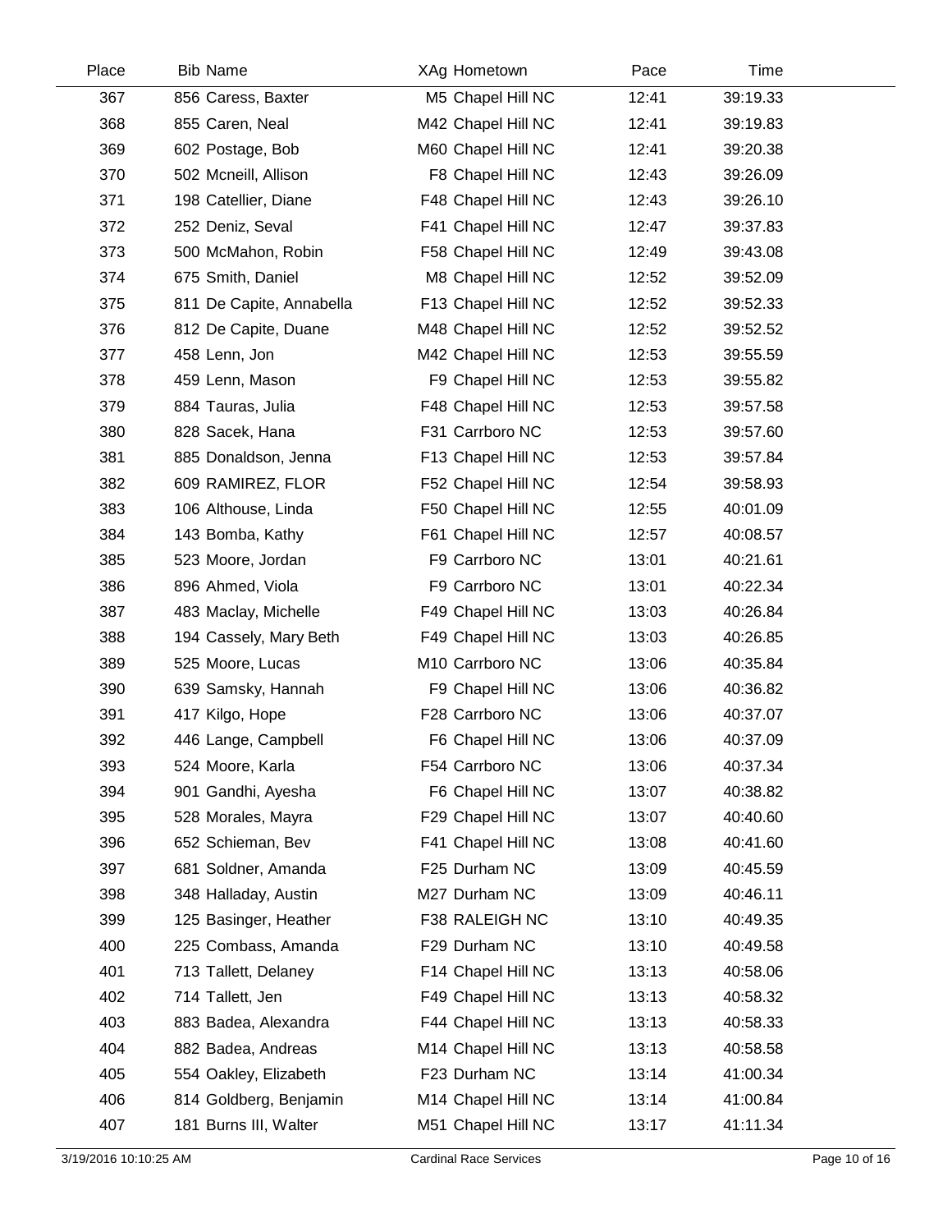| Place | Bib | Name | XAg | Hometown | Pace | Time |
|---|---|---|---|---|---|---|
| 367 | 856 | Caress, Baxter | M5 | Chapel Hill NC | 12:41 | 39:19.33 |
| 368 | 855 | Caren, Neal | M42 | Chapel Hill NC | 12:41 | 39:19.83 |
| 369 | 602 | Postage, Bob | M60 | Chapel Hill NC | 12:41 | 39:20.38 |
| 370 | 502 | Mcneill, Allison | F8 | Chapel Hill NC | 12:43 | 39:26.09 |
| 371 | 198 | Catellier, Diane | F48 | Chapel Hill NC | 12:43 | 39:26.10 |
| 372 | 252 | Deniz, Seval | F41 | Chapel Hill NC | 12:47 | 39:37.83 |
| 373 | 500 | McMahon, Robin | F58 | Chapel Hill NC | 12:49 | 39:43.08 |
| 374 | 675 | Smith, Daniel | M8 | Chapel Hill NC | 12:52 | 39:52.09 |
| 375 | 811 | De Capite, Annabella | F13 | Chapel Hill NC | 12:52 | 39:52.33 |
| 376 | 812 | De Capite, Duane | M48 | Chapel Hill NC | 12:52 | 39:52.52 |
| 377 | 458 | Lenn, Jon | M42 | Chapel Hill NC | 12:53 | 39:55.59 |
| 378 | 459 | Lenn, Mason | F9 | Chapel Hill NC | 12:53 | 39:55.82 |
| 379 | 884 | Tauras, Julia | F48 | Chapel Hill NC | 12:53 | 39:57.58 |
| 380 | 828 | Sacek, Hana | F31 | Carrboro NC | 12:53 | 39:57.60 |
| 381 | 885 | Donaldson, Jenna | F13 | Chapel Hill NC | 12:53 | 39:57.84 |
| 382 | 609 | RAMIREZ, FLOR | F52 | Chapel Hill NC | 12:54 | 39:58.93 |
| 383 | 106 | Althouse, Linda | F50 | Chapel Hill NC | 12:55 | 40:01.09 |
| 384 | 143 | Bomba, Kathy | F61 | Chapel Hill NC | 12:57 | 40:08.57 |
| 385 | 523 | Moore, Jordan | F9 | Carrboro NC | 13:01 | 40:21.61 |
| 386 | 896 | Ahmed, Viola | F9 | Carrboro NC | 13:01 | 40:22.34 |
| 387 | 483 | Maclay, Michelle | F49 | Chapel Hill NC | 13:03 | 40:26.84 |
| 388 | 194 | Cassely, Mary Beth | F49 | Chapel Hill NC | 13:03 | 40:26.85 |
| 389 | 525 | Moore, Lucas | M10 | Carrboro NC | 13:06 | 40:35.84 |
| 390 | 639 | Samsky, Hannah | F9 | Chapel Hill NC | 13:06 | 40:36.82 |
| 391 | 417 | Kilgo, Hope | F28 | Carrboro NC | 13:06 | 40:37.07 |
| 392 | 446 | Lange, Campbell | F6 | Chapel Hill NC | 13:06 | 40:37.09 |
| 393 | 524 | Moore, Karla | F54 | Carrboro NC | 13:06 | 40:37.34 |
| 394 | 901 | Gandhi, Ayesha | F6 | Chapel Hill NC | 13:07 | 40:38.82 |
| 395 | 528 | Morales, Mayra | F29 | Chapel Hill NC | 13:07 | 40:40.60 |
| 396 | 652 | Schieman, Bev | F41 | Chapel Hill NC | 13:08 | 40:41.60 |
| 397 | 681 | Soldner, Amanda | F25 | Durham NC | 13:09 | 40:45.59 |
| 398 | 348 | Halladay, Austin | M27 | Durham NC | 13:09 | 40:46.11 |
| 399 | 125 | Basinger, Heather | F38 | RALEIGH NC | 13:10 | 40:49.35 |
| 400 | 225 | Combass, Amanda | F29 | Durham NC | 13:10 | 40:49.58 |
| 401 | 713 | Tallett, Delaney | F14 | Chapel Hill NC | 13:13 | 40:58.06 |
| 402 | 714 | Tallett, Jen | F49 | Chapel Hill NC | 13:13 | 40:58.32 |
| 403 | 883 | Badea, Alexandra | F44 | Chapel Hill NC | 13:13 | 40:58.33 |
| 404 | 882 | Badea, Andreas | M14 | Chapel Hill NC | 13:13 | 40:58.58 |
| 405 | 554 | Oakley, Elizabeth | F23 | Durham NC | 13:14 | 41:00.34 |
| 406 | 814 | Goldberg, Benjamin | M14 | Chapel Hill NC | 13:14 | 41:00.84 |
| 407 | 181 | Burns III, Walter | M51 | Chapel Hill NC | 13:17 | 41:11.34 |

3/19/2016 10:10:25 AM — Cardinal Race Services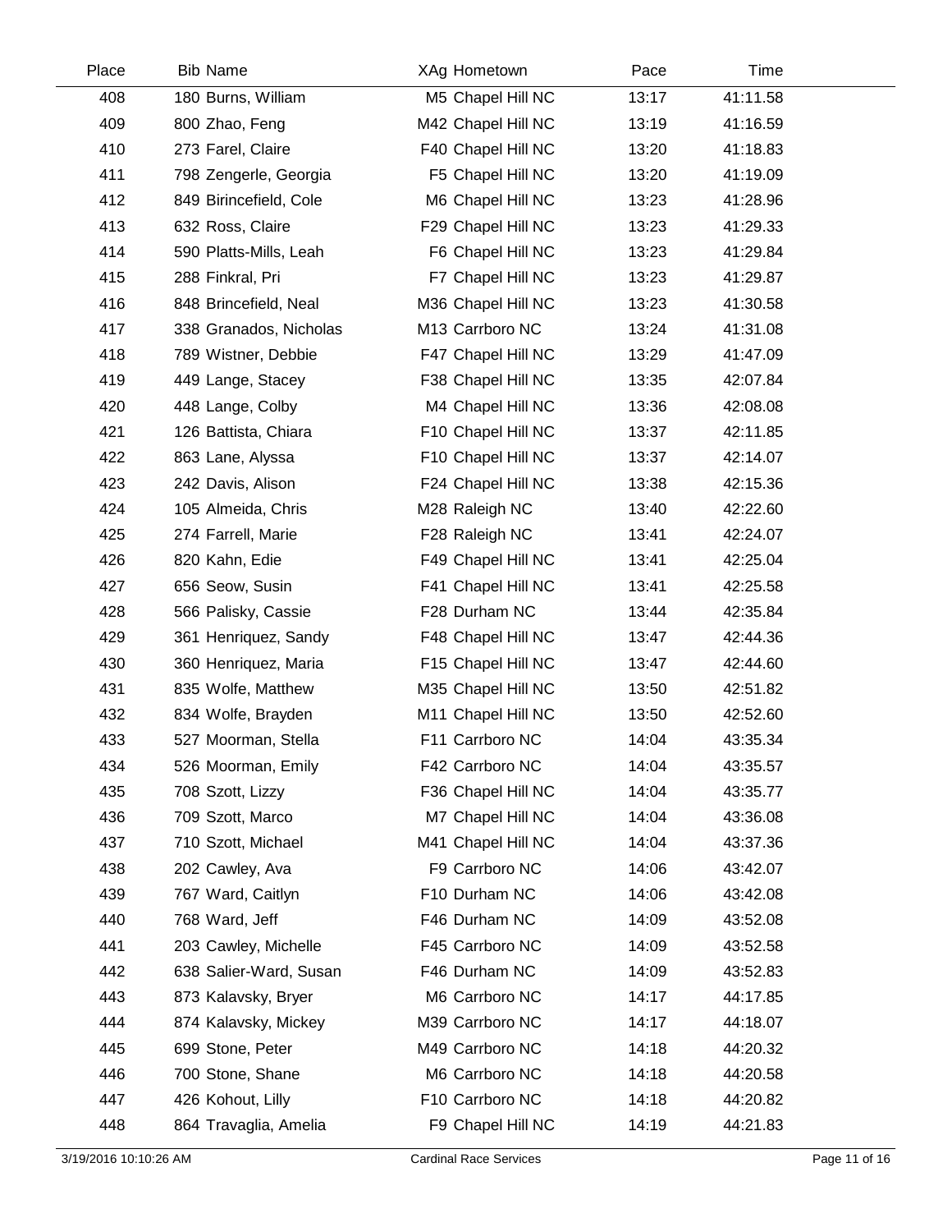| Place | Bib | Name | XAg | Hometown | Pace | Time |
|---|---|---|---|---|---|---|
| 408 | 180 | Burns, William | M5 | Chapel Hill NC | 13:17 | 41:11.58 |
| 409 | 800 | Zhao, Feng | M42 | Chapel Hill NC | 13:19 | 41:16.59 |
| 410 | 273 | Farel, Claire | F40 | Chapel Hill NC | 13:20 | 41:18.83 |
| 411 | 798 | Zengerle, Georgia | F5 | Chapel Hill NC | 13:20 | 41:19.09 |
| 412 | 849 | Birincefield, Cole | M6 | Chapel Hill NC | 13:23 | 41:28.96 |
| 413 | 632 | Ross, Claire | F29 | Chapel Hill NC | 13:23 | 41:29.33 |
| 414 | 590 | Platts-Mills, Leah | F6 | Chapel Hill NC | 13:23 | 41:29.84 |
| 415 | 288 | Finkral, Pri | F7 | Chapel Hill NC | 13:23 | 41:29.87 |
| 416 | 848 | Brincefield, Neal | M36 | Chapel Hill NC | 13:23 | 41:30.58 |
| 417 | 338 | Granados, Nicholas | M13 | Carrboro NC | 13:24 | 41:31.08 |
| 418 | 789 | Wistner, Debbie | F47 | Chapel Hill NC | 13:29 | 41:47.09 |
| 419 | 449 | Lange, Stacey | F38 | Chapel Hill NC | 13:35 | 42:07.84 |
| 420 | 448 | Lange, Colby | M4 | Chapel Hill NC | 13:36 | 42:08.08 |
| 421 | 126 | Battista, Chiara | F10 | Chapel Hill NC | 13:37 | 42:11.85 |
| 422 | 863 | Lane, Alyssa | F10 | Chapel Hill NC | 13:37 | 42:14.07 |
| 423 | 242 | Davis, Alison | F24 | Chapel Hill NC | 13:38 | 42:15.36 |
| 424 | 105 | Almeida, Chris | M28 | Raleigh NC | 13:40 | 42:22.60 |
| 425 | 274 | Farrell, Marie | F28 | Raleigh NC | 13:41 | 42:24.07 |
| 426 | 820 | Kahn, Edie | F49 | Chapel Hill NC | 13:41 | 42:25.04 |
| 427 | 656 | Seow, Susin | F41 | Chapel Hill NC | 13:41 | 42:25.58 |
| 428 | 566 | Palisky, Cassie | F28 | Durham NC | 13:44 | 42:35.84 |
| 429 | 361 | Henriquez, Sandy | F48 | Chapel Hill NC | 13:47 | 42:44.36 |
| 430 | 360 | Henriquez, Maria | F15 | Chapel Hill NC | 13:47 | 42:44.60 |
| 431 | 835 | Wolfe, Matthew | M35 | Chapel Hill NC | 13:50 | 42:51.82 |
| 432 | 834 | Wolfe, Brayden | M11 | Chapel Hill NC | 13:50 | 42:52.60 |
| 433 | 527 | Moorman, Stella | F11 | Carrboro NC | 14:04 | 43:35.34 |
| 434 | 526 | Moorman, Emily | F42 | Carrboro NC | 14:04 | 43:35.57 |
| 435 | 708 | Szott, Lizzy | F36 | Chapel Hill NC | 14:04 | 43:35.77 |
| 436 | 709 | Szott, Marco | M7 | Chapel Hill NC | 14:04 | 43:36.08 |
| 437 | 710 | Szott, Michael | M41 | Chapel Hill NC | 14:04 | 43:37.36 |
| 438 | 202 | Cawley, Ava | F9 | Carrboro NC | 14:06 | 43:42.07 |
| 439 | 767 | Ward, Caitlyn | F10 | Durham NC | 14:06 | 43:42.08 |
| 440 | 768 | Ward, Jeff | F46 | Durham NC | 14:09 | 43:52.08 |
| 441 | 203 | Cawley, Michelle | F45 | Carrboro NC | 14:09 | 43:52.58 |
| 442 | 638 | Salier-Ward, Susan | F46 | Durham NC | 14:09 | 43:52.83 |
| 443 | 873 | Kalavsky, Bryer | M6 | Carrboro NC | 14:17 | 44:17.85 |
| 444 | 874 | Kalavsky, Mickey | M39 | Carrboro NC | 14:17 | 44:18.07 |
| 445 | 699 | Stone, Peter | M49 | Carrboro NC | 14:18 | 44:20.32 |
| 446 | 700 | Stone, Shane | M6 | Carrboro NC | 14:18 | 44:20.58 |
| 447 | 426 | Kohout, Lilly | F10 | Carrboro NC | 14:18 | 44:20.82 |
| 448 | 864 | Travaglia, Amelia | F9 | Chapel Hill NC | 14:19 | 44:21.83 |

3/19/2016 10:10:26 AM — Cardinal Race Services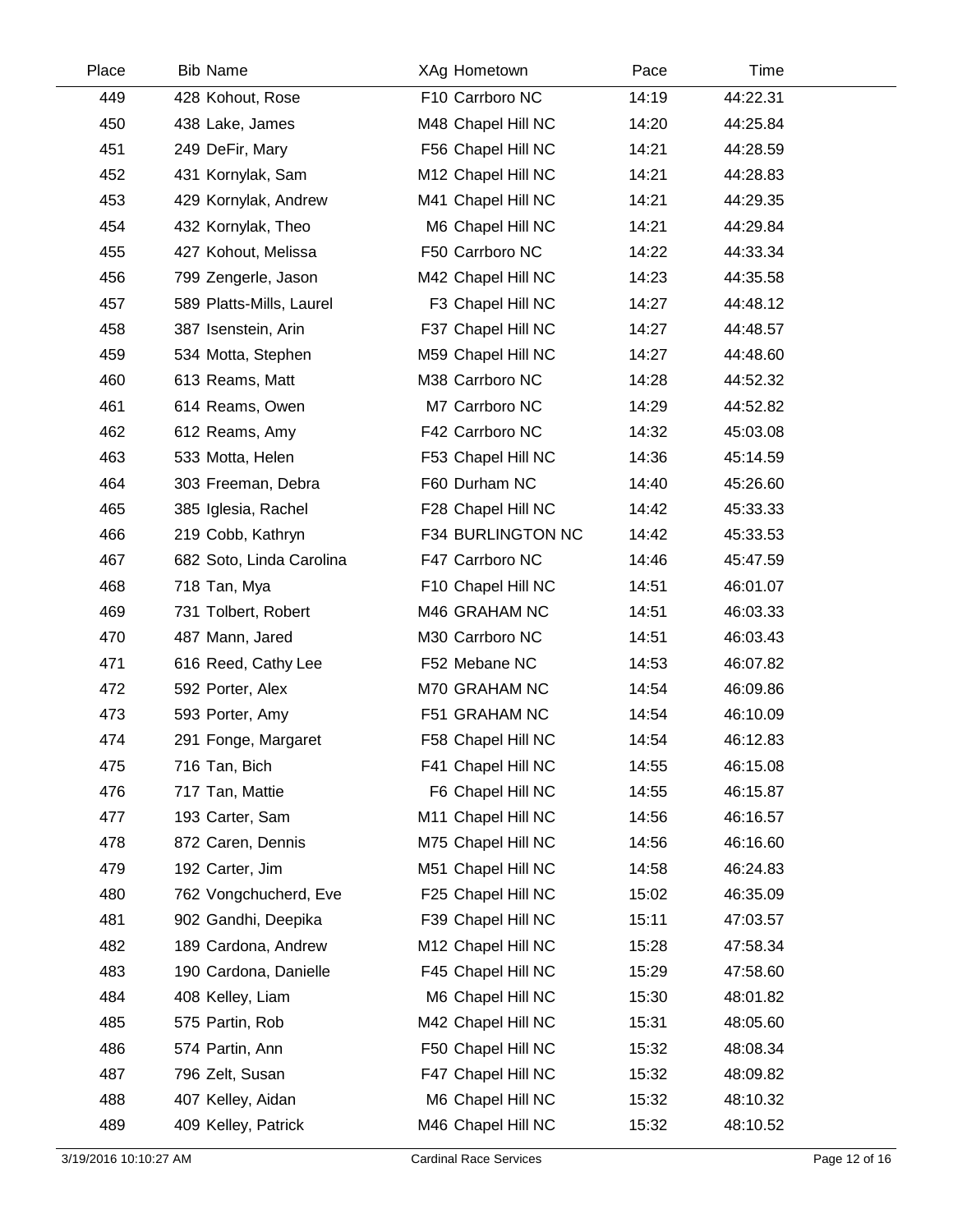| Place | Bib | Name | XAg | Hometown | Pace | Time |
|---|---|---|---|---|---|---|
| 449 | 428 | Kohout, Rose | F10 | Carrboro NC | 14:19 | 44:22.31 |
| 450 | 438 | Lake, James | M48 | Chapel Hill NC | 14:20 | 44:25.84 |
| 451 | 249 | DeFir, Mary | F56 | Chapel Hill NC | 14:21 | 44:28.59 |
| 452 | 431 | Kornylak, Sam | M12 | Chapel Hill NC | 14:21 | 44:28.83 |
| 453 | 429 | Kornylak, Andrew | M41 | Chapel Hill NC | 14:21 | 44:29.35 |
| 454 | 432 | Kornylak, Theo | M6 | Chapel Hill NC | 14:21 | 44:29.84 |
| 455 | 427 | Kohout, Melissa | F50 | Carrboro NC | 14:22 | 44:33.34 |
| 456 | 799 | Zengerle, Jason | M42 | Chapel Hill NC | 14:23 | 44:35.58 |
| 457 | 589 | Platts-Mills, Laurel | F3 | Chapel Hill NC | 14:27 | 44:48.12 |
| 458 | 387 | Isenstein, Arin | F37 | Chapel Hill NC | 14:27 | 44:48.57 |
| 459 | 534 | Motta, Stephen | M59 | Chapel Hill NC | 14:27 | 44:48.60 |
| 460 | 613 | Reams, Matt | M38 | Carrboro NC | 14:28 | 44:52.32 |
| 461 | 614 | Reams, Owen | M7 | Carrboro NC | 14:29 | 44:52.82 |
| 462 | 612 | Reams, Amy | F42 | Carrboro NC | 14:32 | 45:03.08 |
| 463 | 533 | Motta, Helen | F53 | Chapel Hill NC | 14:36 | 45:14.59 |
| 464 | 303 | Freeman, Debra | F60 | Durham NC | 14:40 | 45:26.60 |
| 465 | 385 | Iglesia, Rachel | F28 | Chapel Hill NC | 14:42 | 45:33.33 |
| 466 | 219 | Cobb, Kathryn | F34 | BURLINGTON NC | 14:42 | 45:33.53 |
| 467 | 682 | Soto, Linda Carolina | F47 | Carrboro NC | 14:46 | 45:47.59 |
| 468 | 718 | Tan, Mya | F10 | Chapel Hill NC | 14:51 | 46:01.07 |
| 469 | 731 | Tolbert, Robert | M46 | GRAHAM NC | 14:51 | 46:03.33 |
| 470 | 487 | Mann, Jared | M30 | Carrboro NC | 14:51 | 46:03.43 |
| 471 | 616 | Reed, Cathy Lee | F52 | Mebane NC | 14:53 | 46:07.82 |
| 472 | 592 | Porter, Alex | M70 | GRAHAM NC | 14:54 | 46:09.86 |
| 473 | 593 | Porter, Amy | F51 | GRAHAM NC | 14:54 | 46:10.09 |
| 474 | 291 | Fonge, Margaret | F58 | Chapel Hill NC | 14:54 | 46:12.83 |
| 475 | 716 | Tan, Bich | F41 | Chapel Hill NC | 14:55 | 46:15.08 |
| 476 | 717 | Tan, Mattie | F6 | Chapel Hill NC | 14:55 | 46:15.87 |
| 477 | 193 | Carter, Sam | M11 | Chapel Hill NC | 14:56 | 46:16.57 |
| 478 | 872 | Caren, Dennis | M75 | Chapel Hill NC | 14:56 | 46:16.60 |
| 479 | 192 | Carter, Jim | M51 | Chapel Hill NC | 14:58 | 46:24.83 |
| 480 | 762 | Vongchucherd, Eve | F25 | Chapel Hill NC | 15:02 | 46:35.09 |
| 481 | 902 | Gandhi, Deepika | F39 | Chapel Hill NC | 15:11 | 47:03.57 |
| 482 | 189 | Cardona, Andrew | M12 | Chapel Hill NC | 15:28 | 47:58.34 |
| 483 | 190 | Cardona, Danielle | F45 | Chapel Hill NC | 15:29 | 47:58.60 |
| 484 | 408 | Kelley, Liam | M6 | Chapel Hill NC | 15:30 | 48:01.82 |
| 485 | 575 | Partin, Rob | M42 | Chapel Hill NC | 15:31 | 48:05.60 |
| 486 | 574 | Partin, Ann | F50 | Chapel Hill NC | 15:32 | 48:08.34 |
| 487 | 796 | Zelt, Susan | F47 | Chapel Hill NC | 15:32 | 48:09.82 |
| 488 | 407 | Kelley, Aidan | M6 | Chapel Hill NC | 15:32 | 48:10.32 |
| 489 | 409 | Kelley, Patrick | M46 | Chapel Hill NC | 15:32 | 48:10.52 |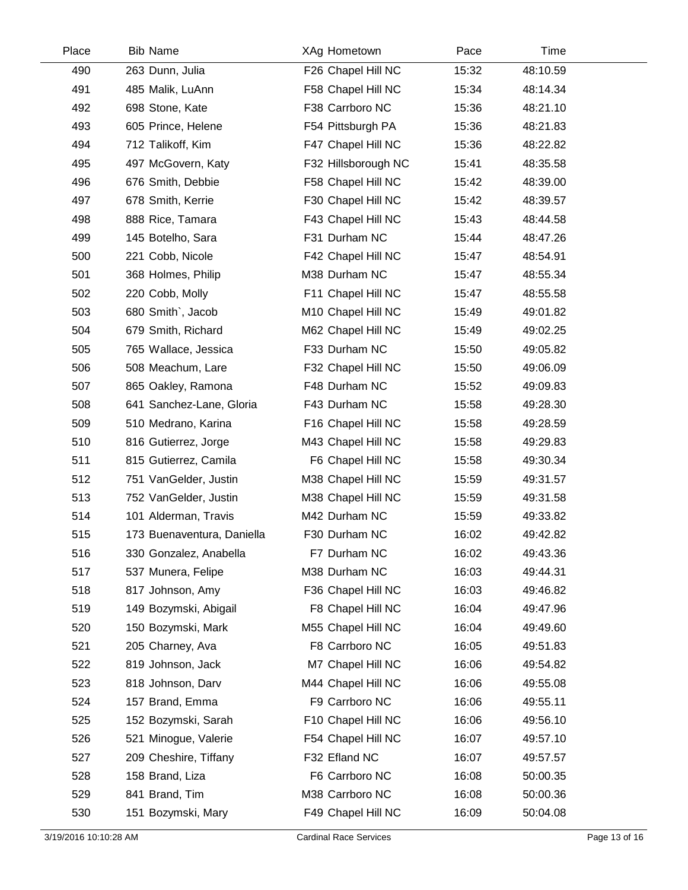| Place | Bib | Name | XAg | Hometown | Pace | Time |
|---|---|---|---|---|---|---|
| 490 | 263 | Dunn, Julia | F26 | Chapel Hill NC | 15:32 | 48:10.59 |
| 491 | 485 | Malik, LuAnn | F58 | Chapel Hill NC | 15:34 | 48:14.34 |
| 492 | 698 | Stone, Kate | F38 | Carrboro NC | 15:36 | 48:21.10 |
| 493 | 605 | Prince, Helene | F54 | Pittsburgh PA | 15:36 | 48:21.83 |
| 494 | 712 | Talikoff, Kim | F47 | Chapel Hill NC | 15:36 | 48:22.82 |
| 495 | 497 | McGovern, Katy | F32 | Hillsborough NC | 15:41 | 48:35.58 |
| 496 | 676 | Smith, Debbie | F58 | Chapel Hill NC | 15:42 | 48:39.00 |
| 497 | 678 | Smith, Kerrie | F30 | Chapel Hill NC | 15:42 | 48:39.57 |
| 498 | 888 | Rice, Tamara | F43 | Chapel Hill NC | 15:43 | 48:44.58 |
| 499 | 145 | Botelho, Sara | F31 | Durham NC | 15:44 | 48:47.26 |
| 500 | 221 | Cobb, Nicole | F42 | Chapel Hill NC | 15:47 | 48:54.91 |
| 501 | 368 | Holmes, Philip | M38 | Durham NC | 15:47 | 48:55.34 |
| 502 | 220 | Cobb, Molly | F11 | Chapel Hill NC | 15:47 | 48:55.58 |
| 503 | 680 | Smith`, Jacob | M10 | Chapel Hill NC | 15:49 | 49:01.82 |
| 504 | 679 | Smith, Richard | M62 | Chapel Hill NC | 15:49 | 49:02.25 |
| 505 | 765 | Wallace, Jessica | F33 | Durham NC | 15:50 | 49:05.82 |
| 506 | 508 | Meachum, Lare | F32 | Chapel Hill NC | 15:50 | 49:06.09 |
| 507 | 865 | Oakley, Ramona | F48 | Durham NC | 15:52 | 49:09.83 |
| 508 | 641 | Sanchez-Lane, Gloria | F43 | Durham NC | 15:58 | 49:28.30 |
| 509 | 510 | Medrano, Karina | F16 | Chapel Hill NC | 15:58 | 49:28.59 |
| 510 | 816 | Gutierrez, Jorge | M43 | Chapel Hill NC | 15:58 | 49:29.83 |
| 511 | 815 | Gutierrez, Camila | F6 | Chapel Hill NC | 15:58 | 49:30.34 |
| 512 | 751 | VanGelder, Justin | M38 | Chapel Hill NC | 15:59 | 49:31.57 |
| 513 | 752 | VanGelder, Justin | M38 | Chapel Hill NC | 15:59 | 49:31.58 |
| 514 | 101 | Alderman, Travis | M42 | Durham NC | 15:59 | 49:33.82 |
| 515 | 173 | Buenaventura, Daniella | F30 | Durham NC | 16:02 | 49:42.82 |
| 516 | 330 | Gonzalez, Anabella | F7 | Durham NC | 16:02 | 49:43.36 |
| 517 | 537 | Munera, Felipe | M38 | Durham NC | 16:03 | 49:44.31 |
| 518 | 817 | Johnson, Amy | F36 | Chapel Hill NC | 16:03 | 49:46.82 |
| 519 | 149 | Bozymski, Abigail | F8 | Chapel Hill NC | 16:04 | 49:47.96 |
| 520 | 150 | Bozymski, Mark | M55 | Chapel Hill NC | 16:04 | 49:49.60 |
| 521 | 205 | Charney, Ava | F8 | Carrboro NC | 16:05 | 49:51.83 |
| 522 | 819 | Johnson, Jack | M7 | Chapel Hill NC | 16:06 | 49:54.82 |
| 523 | 818 | Johnson, Darv | M44 | Chapel Hill NC | 16:06 | 49:55.08 |
| 524 | 157 | Brand, Emma | F9 | Carrboro NC | 16:06 | 49:55.11 |
| 525 | 152 | Bozymski, Sarah | F10 | Chapel Hill NC | 16:06 | 49:56.10 |
| 526 | 521 | Minogue, Valerie | F54 | Chapel Hill NC | 16:07 | 49:57.10 |
| 527 | 209 | Cheshire, Tiffany | F32 | Efland NC | 16:07 | 49:57.57 |
| 528 | 158 | Brand, Liza | F6 | Carrboro NC | 16:08 | 50:00.35 |
| 529 | 841 | Brand, Tim | M38 | Carrboro NC | 16:08 | 50:00.36 |
| 530 | 151 | Bozymski, Mary | F49 | Chapel Hill NC | 16:09 | 50:04.08 |

3/19/2016 10:10:28 AM Cardinal Race Services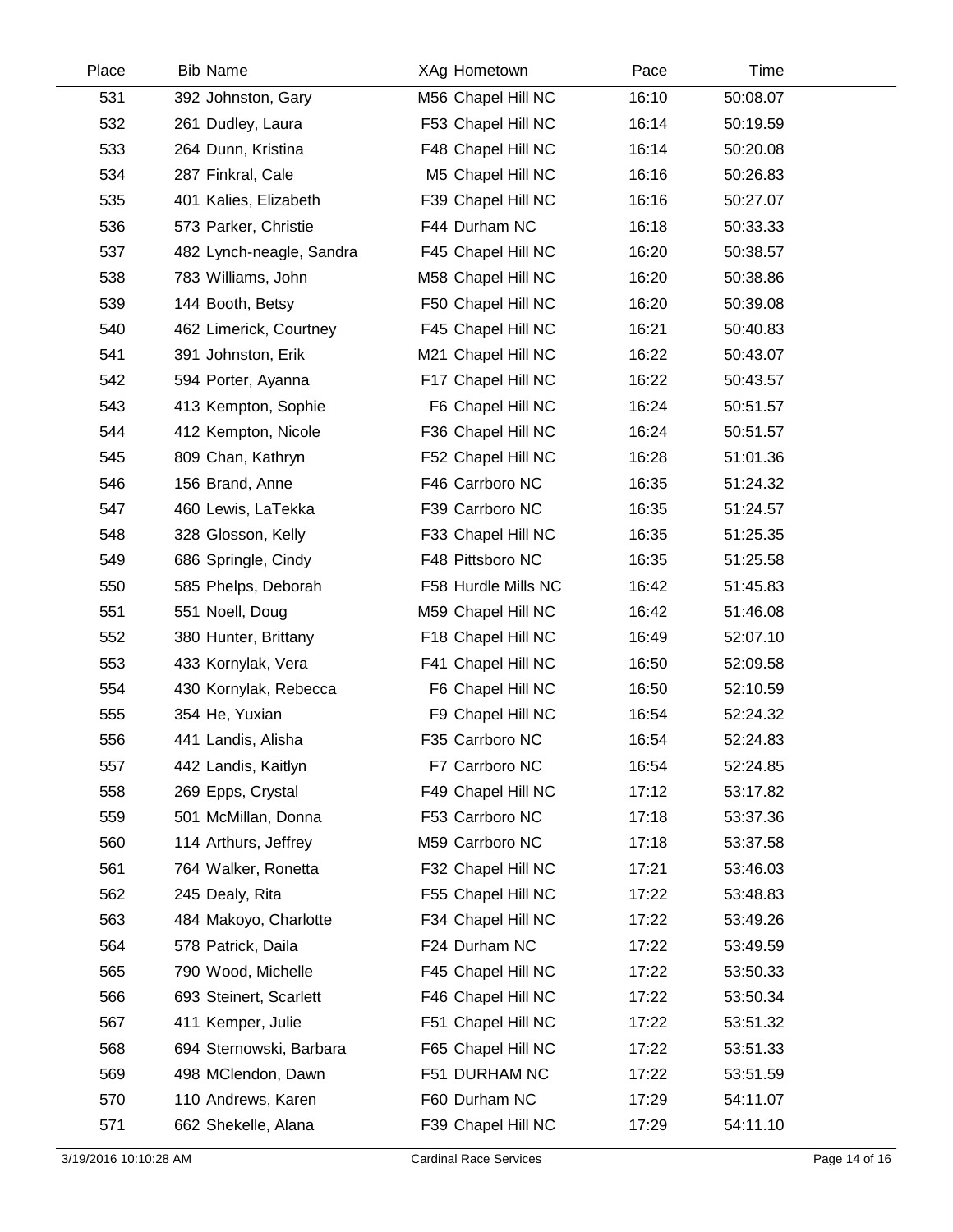| Place | Bib | Name | XAg | Hometown | Pace | Time |
|---|---|---|---|---|---|---|
| 531 | 392 | Johnston, Gary | M56 | Chapel Hill NC | 16:10 | 50:08.07 |
| 532 | 261 | Dudley, Laura | F53 | Chapel Hill NC | 16:14 | 50:19.59 |
| 533 | 264 | Dunn, Kristina | F48 | Chapel Hill NC | 16:14 | 50:20.08 |
| 534 | 287 | Finkral, Cale | M5 | Chapel Hill NC | 16:16 | 50:26.83 |
| 535 | 401 | Kalies, Elizabeth | F39 | Chapel Hill NC | 16:16 | 50:27.07 |
| 536 | 573 | Parker, Christie | F44 | Durham NC | 16:18 | 50:33.33 |
| 537 | 482 | Lynch-neagle, Sandra | F45 | Chapel Hill NC | 16:20 | 50:38.57 |
| 538 | 783 | Williams, John | M58 | Chapel Hill NC | 16:20 | 50:38.86 |
| 539 | 144 | Booth, Betsy | F50 | Chapel Hill NC | 16:20 | 50:39.08 |
| 540 | 462 | Limerick, Courtney | F45 | Chapel Hill NC | 16:21 | 50:40.83 |
| 541 | 391 | Johnston, Erik | M21 | Chapel Hill NC | 16:22 | 50:43.07 |
| 542 | 594 | Porter, Ayanna | F17 | Chapel Hill NC | 16:22 | 50:43.57 |
| 543 | 413 | Kempton, Sophie | F6 | Chapel Hill NC | 16:24 | 50:51.57 |
| 544 | 412 | Kempton, Nicole | F36 | Chapel Hill NC | 16:24 | 50:51.57 |
| 545 | 809 | Chan, Kathryn | F52 | Chapel Hill NC | 16:28 | 51:01.36 |
| 546 | 156 | Brand, Anne | F46 | Carrboro NC | 16:35 | 51:24.32 |
| 547 | 460 | Lewis, LaTekka | F39 | Carrboro NC | 16:35 | 51:24.57 |
| 548 | 328 | Glosson, Kelly | F33 | Chapel Hill NC | 16:35 | 51:25.35 |
| 549 | 686 | Springle, Cindy | F48 | Pittsboro NC | 16:35 | 51:25.58 |
| 550 | 585 | Phelps, Deborah | F58 | Hurdle Mills NC | 16:42 | 51:45.83 |
| 551 | 551 | Noell, Doug | M59 | Chapel Hill NC | 16:42 | 51:46.08 |
| 552 | 380 | Hunter, Brittany | F18 | Chapel Hill NC | 16:49 | 52:07.10 |
| 553 | 433 | Kornylak, Vera | F41 | Chapel Hill NC | 16:50 | 52:09.58 |
| 554 | 430 | Kornylak, Rebecca | F6 | Chapel Hill NC | 16:50 | 52:10.59 |
| 555 | 354 | He, Yuxian | F9 | Chapel Hill NC | 16:54 | 52:24.32 |
| 556 | 441 | Landis, Alisha | F35 | Carrboro NC | 16:54 | 52:24.83 |
| 557 | 442 | Landis, Kaitlyn | F7 | Carrboro NC | 16:54 | 52:24.85 |
| 558 | 269 | Epps, Crystal | F49 | Chapel Hill NC | 17:12 | 53:17.82 |
| 559 | 501 | McMillan, Donna | F53 | Carrboro NC | 17:18 | 53:37.36 |
| 560 | 114 | Arthurs, Jeffrey | M59 | Carrboro NC | 17:18 | 53:37.58 |
| 561 | 764 | Walker, Ronetta | F32 | Chapel Hill NC | 17:21 | 53:46.03 |
| 562 | 245 | Dealy, Rita | F55 | Chapel Hill NC | 17:22 | 53:48.83 |
| 563 | 484 | Makoyo, Charlotte | F34 | Chapel Hill NC | 17:22 | 53:49.26 |
| 564 | 578 | Patrick, Daila | F24 | Durham NC | 17:22 | 53:49.59 |
| 565 | 790 | Wood, Michelle | F45 | Chapel Hill NC | 17:22 | 53:50.33 |
| 566 | 693 | Steinert, Scarlett | F46 | Chapel Hill NC | 17:22 | 53:50.34 |
| 567 | 411 | Kemper, Julie | F51 | Chapel Hill NC | 17:22 | 53:51.32 |
| 568 | 694 | Sternowski, Barbara | F65 | Chapel Hill NC | 17:22 | 53:51.33 |
| 569 | 498 | MClendon, Dawn | F51 | DURHAM NC | 17:22 | 53:51.59 |
| 570 | 110 | Andrews, Karen | F60 | Durham NC | 17:29 | 54:11.07 |
| 571 | 662 | Shekelle, Alana | F39 | Chapel Hill NC | 17:29 | 54:11.10 |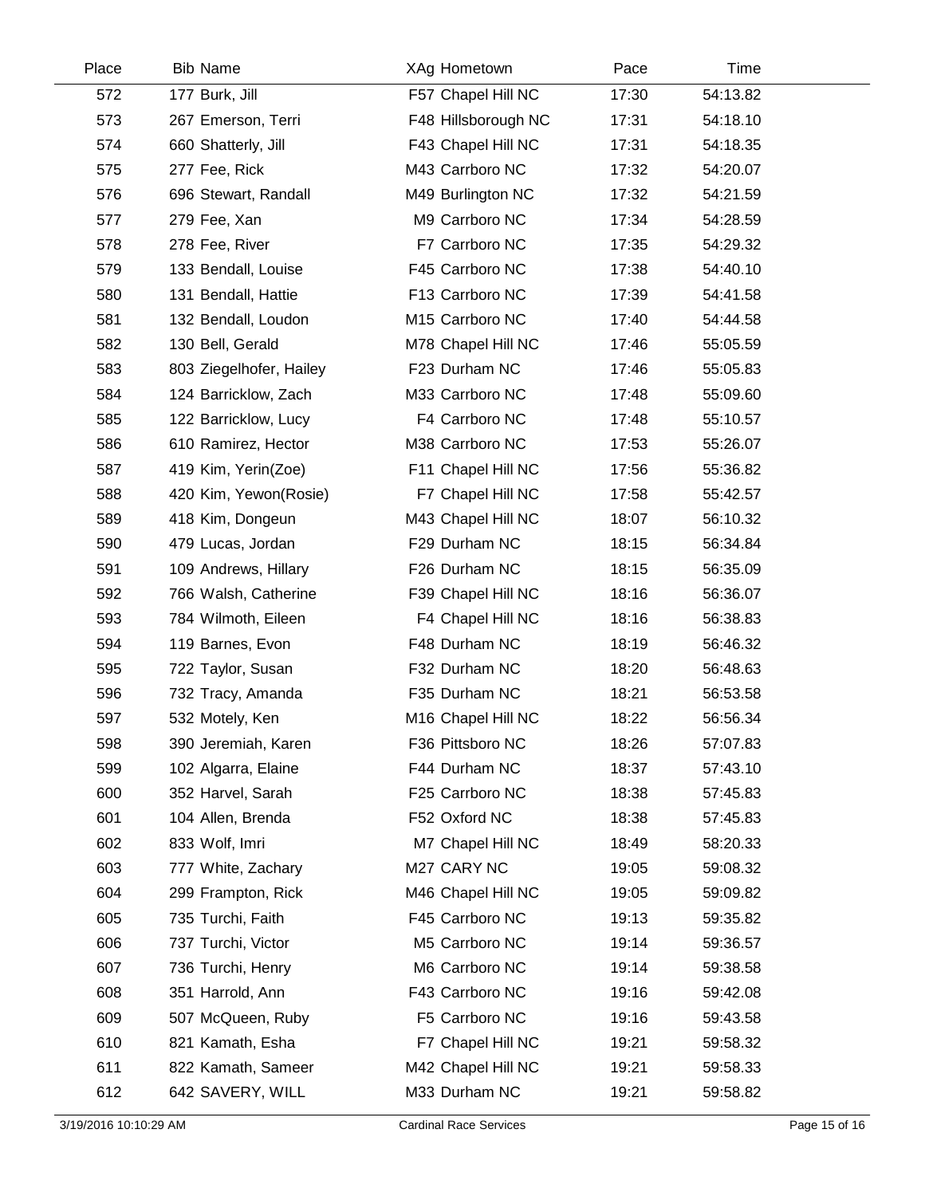| Place | Bib | Name | XAg | Hometown | Pace | Time |
|---|---|---|---|---|---|---|
| 572 | 177 | Burk, Jill | F57 | Chapel Hill NC | 17:30 | 54:13.82 |
| 573 | 267 | Emerson, Terri | F48 | Hillsborough NC | 17:31 | 54:18.10 |
| 574 | 660 | Shatterly, Jill | F43 | Chapel Hill NC | 17:31 | 54:18.35 |
| 575 | 277 | Fee, Rick | M43 | Carrboro NC | 17:32 | 54:20.07 |
| 576 | 696 | Stewart, Randall | M49 | Burlington NC | 17:32 | 54:21.59 |
| 577 | 279 | Fee, Xan | M9 | Carrboro NC | 17:34 | 54:28.59 |
| 578 | 278 | Fee, River | F7 | Carrboro NC | 17:35 | 54:29.32 |
| 579 | 133 | Bendall, Louise | F45 | Carrboro NC | 17:38 | 54:40.10 |
| 580 | 131 | Bendall, Hattie | F13 | Carrboro NC | 17:39 | 54:41.58 |
| 581 | 132 | Bendall, Loudon | M15 | Carrboro NC | 17:40 | 54:44.58 |
| 582 | 130 | Bell, Gerald | M78 | Chapel Hill NC | 17:46 | 55:05.59 |
| 583 | 803 | Ziegelhofer, Hailey | F23 | Durham NC | 17:46 | 55:05.83 |
| 584 | 124 | Barricklow, Zach | M33 | Carrboro NC | 17:48 | 55:09.60 |
| 585 | 122 | Barricklow, Lucy | F4 | Carrboro NC | 17:48 | 55:10.57 |
| 586 | 610 | Ramirez, Hector | M38 | Carrboro NC | 17:53 | 55:26.07 |
| 587 | 419 | Kim, Yerin(Zoe) | F11 | Chapel Hill NC | 17:56 | 55:36.82 |
| 588 | 420 | Kim, Yewon(Rosie) | F7 | Chapel Hill NC | 17:58 | 55:42.57 |
| 589 | 418 | Kim, Dongeun | M43 | Chapel Hill NC | 18:07 | 56:10.32 |
| 590 | 479 | Lucas, Jordan | F29 | Durham NC | 18:15 | 56:34.84 |
| 591 | 109 | Andrews, Hillary | F26 | Durham NC | 18:15 | 56:35.09 |
| 592 | 766 | Walsh, Catherine | F39 | Chapel Hill NC | 18:16 | 56:36.07 |
| 593 | 784 | Wilmoth, Eileen | F4 | Chapel Hill NC | 18:16 | 56:38.83 |
| 594 | 119 | Barnes, Evon | F48 | Durham NC | 18:19 | 56:46.32 |
| 595 | 722 | Taylor, Susan | F32 | Durham NC | 18:20 | 56:48.63 |
| 596 | 732 | Tracy, Amanda | F35 | Durham NC | 18:21 | 56:53.58 |
| 597 | 532 | Motely, Ken | M16 | Chapel Hill NC | 18:22 | 56:56.34 |
| 598 | 390 | Jeremiah, Karen | F36 | Pittsboro NC | 18:26 | 57:07.83 |
| 599 | 102 | Algarra, Elaine | F44 | Durham NC | 18:37 | 57:43.10 |
| 600 | 352 | Harvel, Sarah | F25 | Carrboro NC | 18:38 | 57:45.83 |
| 601 | 104 | Allen, Brenda | F52 | Oxford NC | 18:38 | 57:45.83 |
| 602 | 833 | Wolf, Imri | M7 | Chapel Hill NC | 18:49 | 58:20.33 |
| 603 | 777 | White, Zachary | M27 | CARY NC | 19:05 | 59:08.32 |
| 604 | 299 | Frampton, Rick | M46 | Chapel Hill NC | 19:05 | 59:09.82 |
| 605 | 735 | Turchi, Faith | F45 | Carrboro NC | 19:13 | 59:35.82 |
| 606 | 737 | Turchi, Victor | M5 | Carrboro NC | 19:14 | 59:36.57 |
| 607 | 736 | Turchi, Henry | M6 | Carrboro NC | 19:14 | 59:38.58 |
| 608 | 351 | Harrold, Ann | F43 | Carrboro NC | 19:16 | 59:42.08 |
| 609 | 507 | McQueen, Ruby | F5 | Carrboro NC | 19:16 | 59:43.58 |
| 610 | 821 | Kamath, Esha | F7 | Chapel Hill NC | 19:21 | 59:58.32 |
| 611 | 822 | Kamath, Sameer | M42 | Chapel Hill NC | 19:21 | 59:58.33 |
| 612 | 642 | SAVERY, WILL | M33 | Durham NC | 19:21 | 59:58.82 |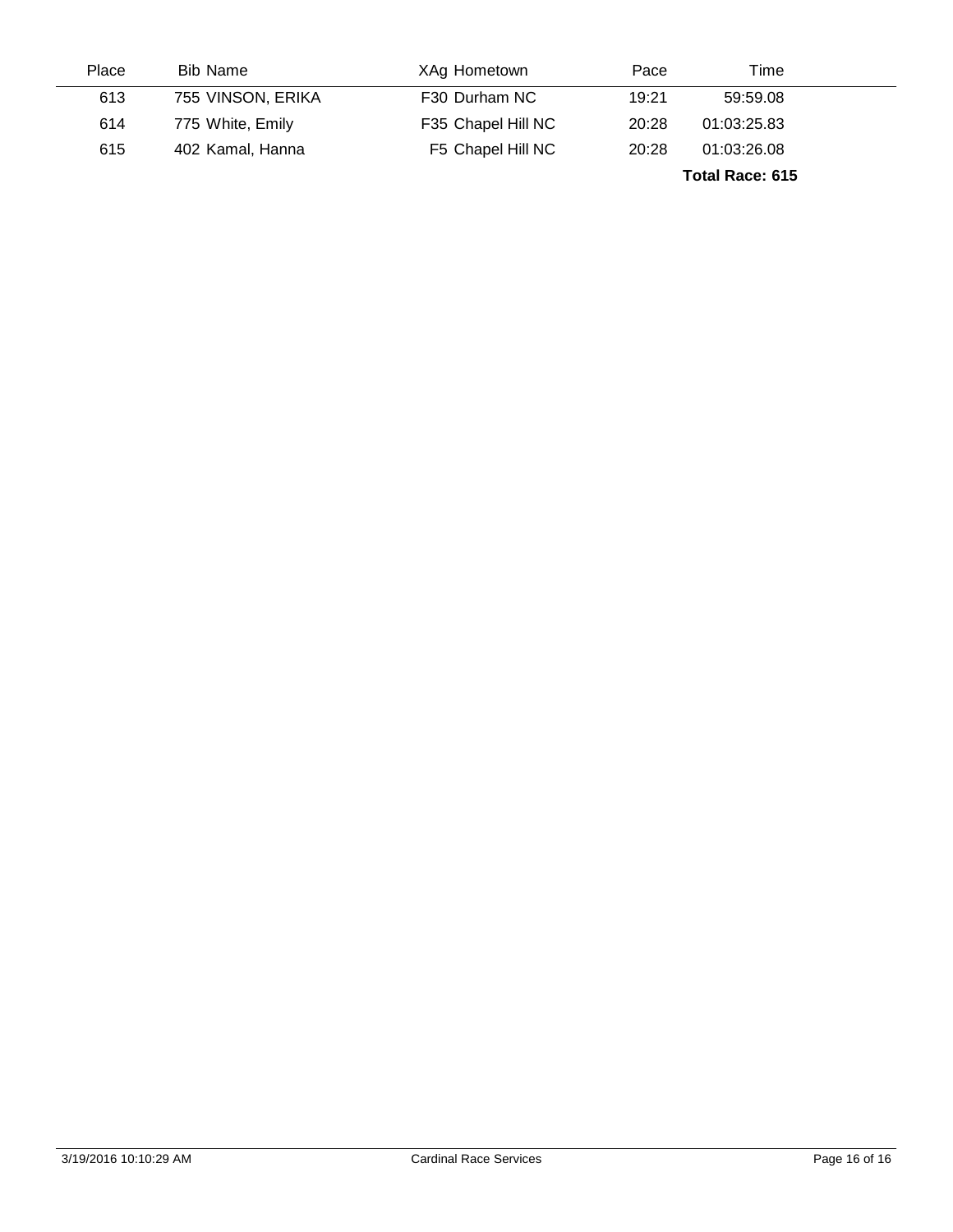| Place | Bib | Name | XAg | Hometown | Pace | Time |
|---|---|---|---|---|---|---|
| 613 | 755 | VINSON, ERIKA | F30 | Durham NC | 19:21 | 59:59.08 |
| 614 | 775 | White, Emily | F35 | Chapel Hill NC | 20:28 | 01:03:25.83 |
| 615 | 402 | Kamal, Hanna | F5 | Chapel Hill NC | 20:28 | 01:03:26.08 |

**Total Race: 615**

3/19/2016 10:10:29 AM    Cardinal Race Services